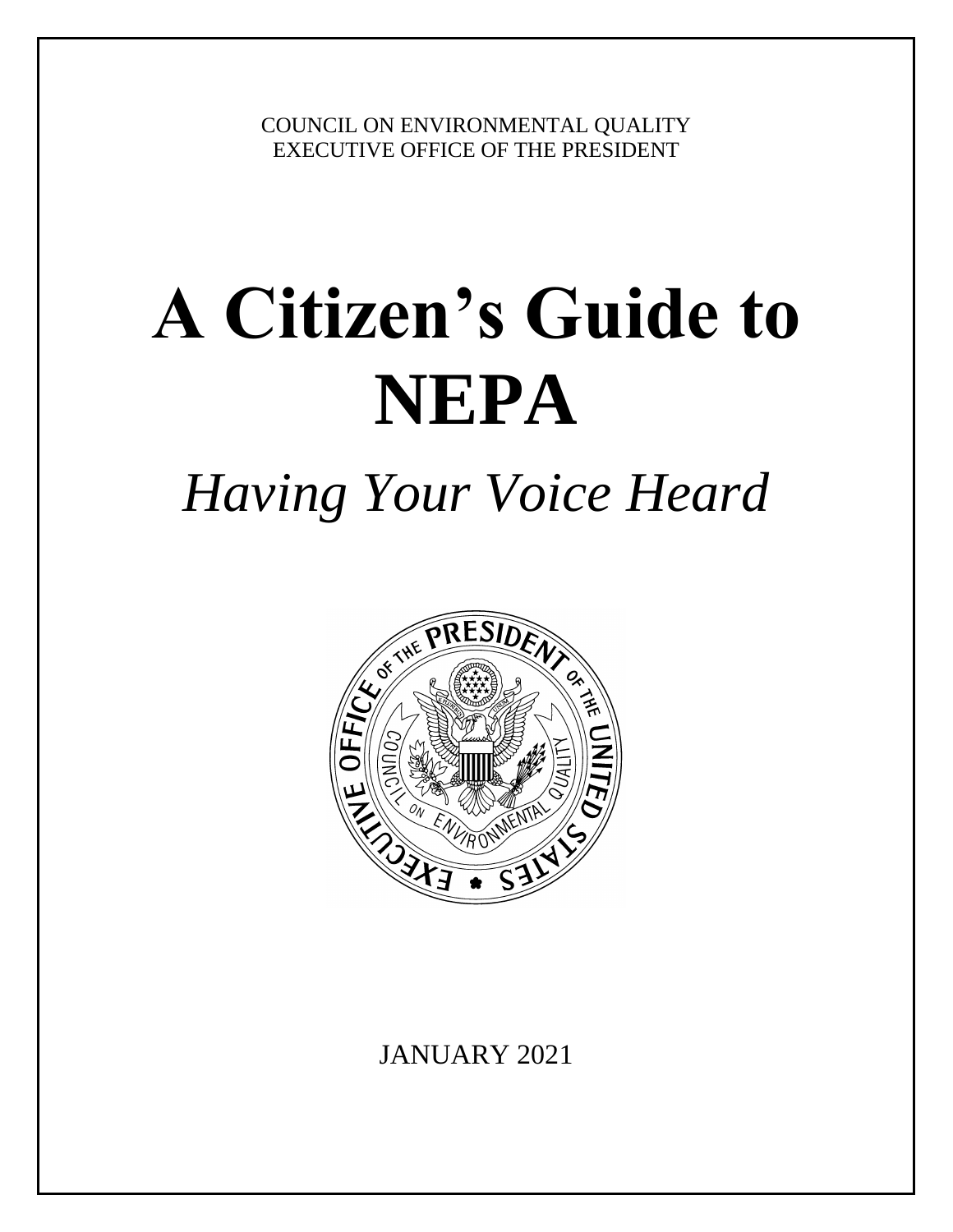COUNCIL ON ENVIRONMENTAL QUALITY
EXECUTIVE OFFICE OF THE PRESIDENT

# A Citizen's Guide to NEPA

## *Having Your Voice Heard*

JANUARY 2021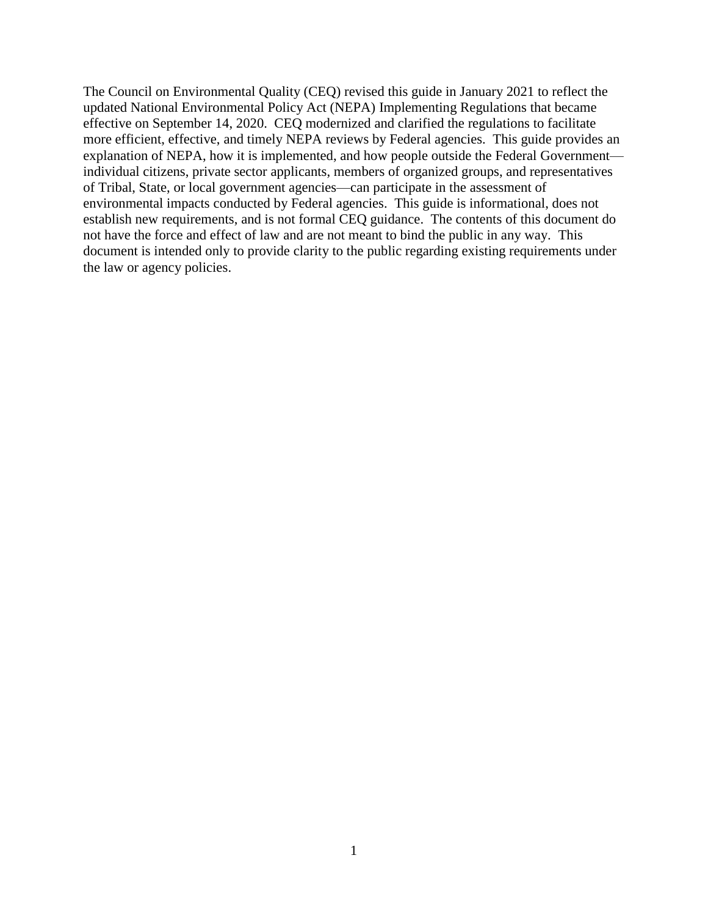The Council on Environmental Quality (CEQ) revised this guide in January 2021 to reflect the updated National Environmental Policy Act (NEPA) Implementing Regulations that became effective on September 14, 2020. CEQ modernized and clarified the regulations to facilitate more efficient, effective, and timely NEPA reviews by Federal agencies. This guide provides an explanation of NEPA, how it is implemented, and how people outside the Federal Government—individual citizens, private sector applicants, members of organized groups, and representatives of Tribal, State, or local government agencies—can participate in the assessment of environmental impacts conducted by Federal agencies. This guide is informational, does not establish new requirements, and is not formal CEQ guidance. The contents of this document do not have the force and effect of law and are not meant to bind the public in any way. This document is intended only to provide clarity to the public regarding existing requirements under the law or agency policies.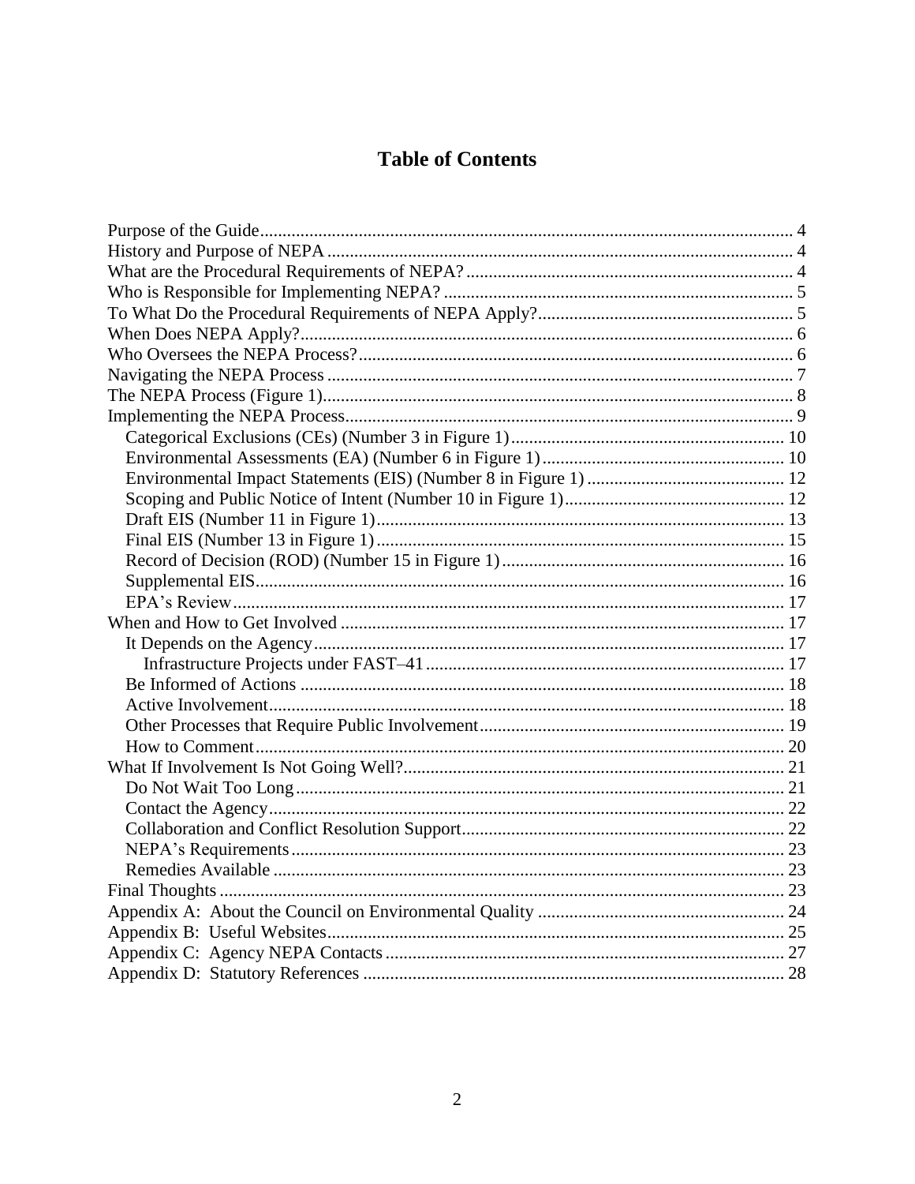# Table of Contents

- Purpose of the Guide ........ 4
- History and Purpose of NEPA ........ 4
- What are the Procedural Requirements of NEPA? ........ 4
- Who is Responsible for Implementing NEPA? ........ 5
- To What Do the Procedural Requirements of NEPA Apply? ........ 5
- When Does NEPA Apply? ........ 6
- Who Oversees the NEPA Process? ........ 6
- Navigating the NEPA Process ........ 7
- The NEPA Process (Figure 1) ........ 8
- Implementing the NEPA Process ........ 9
  - Categorical Exclusions (CEs) (Number 3 in Figure 1) ........ 10
  - Environmental Assessments (EA) (Number 6 in Figure 1) ........ 10
  - Environmental Impact Statements (EIS) (Number 8 in Figure 1) ........ 12
  - Scoping and Public Notice of Intent (Number 10 in Figure 1) ........ 12
  - Draft EIS (Number 11 in Figure 1) ........ 13
  - Final EIS (Number 13 in Figure 1) ........ 15
  - Record of Decision (ROD) (Number 15 in Figure 1) ........ 16
  - Supplemental EIS ........ 16
  - EPA's Review ........ 17
- When and How to Get Involved ........ 17
  - It Depends on the Agency ........ 17
    - Infrastructure Projects under FAST–41 ........ 17
  - Be Informed of Actions ........ 18
  - Active Involvement ........ 18
  - Other Processes that Require Public Involvement ........ 19
  - How to Comment ........ 20
- What If Involvement Is Not Going Well? ........ 21
  - Do Not Wait Too Long ........ 21
  - Contact the Agency ........ 22
  - Collaboration and Conflict Resolution Support ........ 22
  - NEPA's Requirements ........ 23
  - Remedies Available ........ 23
- Final Thoughts ........ 23
- Appendix A: About the Council on Environmental Quality ........ 24
- Appendix B: Useful Websites ........ 25
- Appendix C: Agency NEPA Contacts ........ 27
- Appendix D: Statutory References ........ 28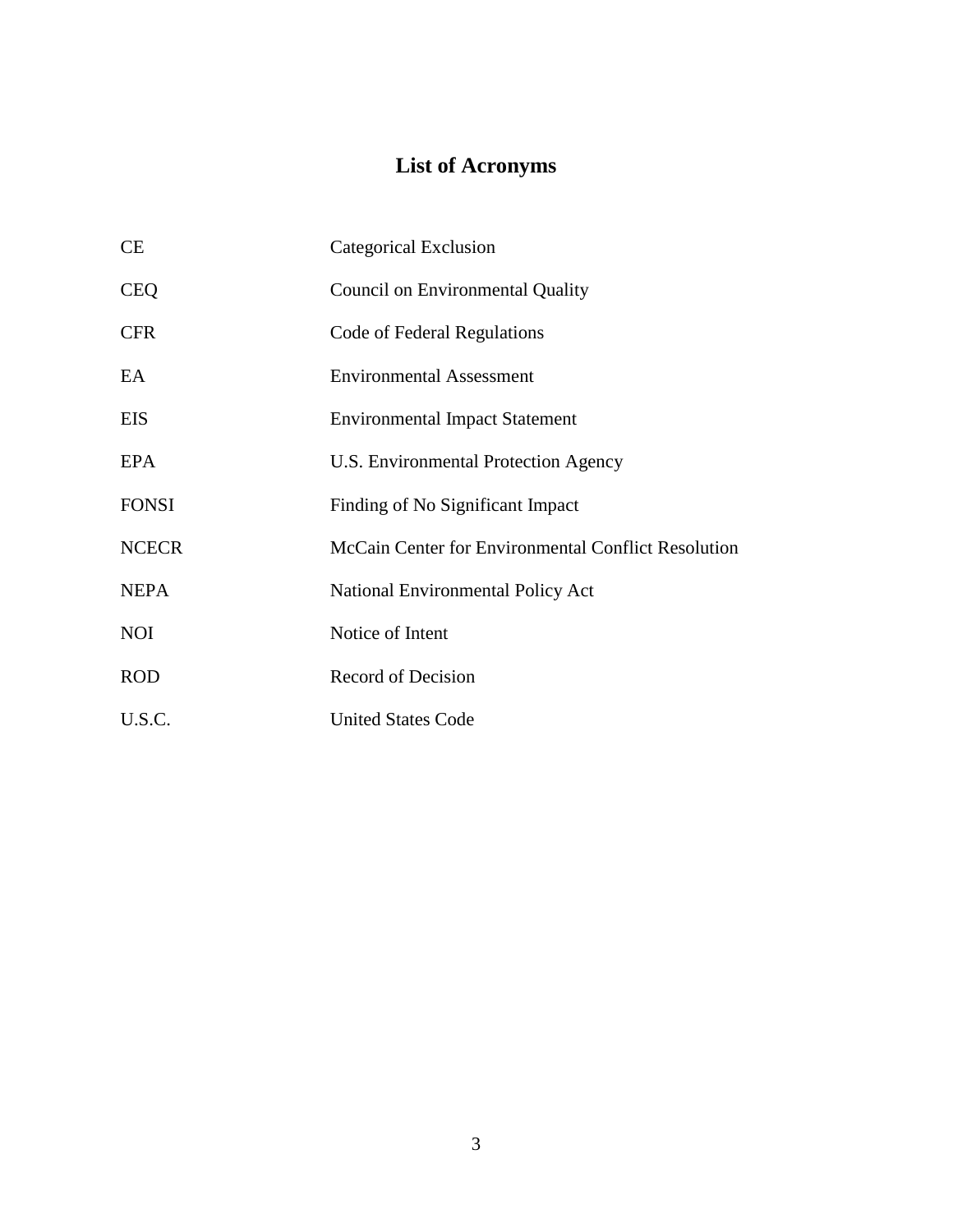# List of Acronyms

| | |
|---|---|
| CE | Categorical Exclusion |
| CEQ | Council on Environmental Quality |
| CFR | Code of Federal Regulations |
| EA | Environmental Assessment |
| EIS | Environmental Impact Statement |
| EPA | U.S. Environmental Protection Agency |
| FONSI | Finding of No Significant Impact |
| NCECR | McCain Center for Environmental Conflict Resolution |
| NEPA | National Environmental Policy Act |
| NOI | Notice of Intent |
| ROD | Record of Decision |
| U.S.C. | United States Code |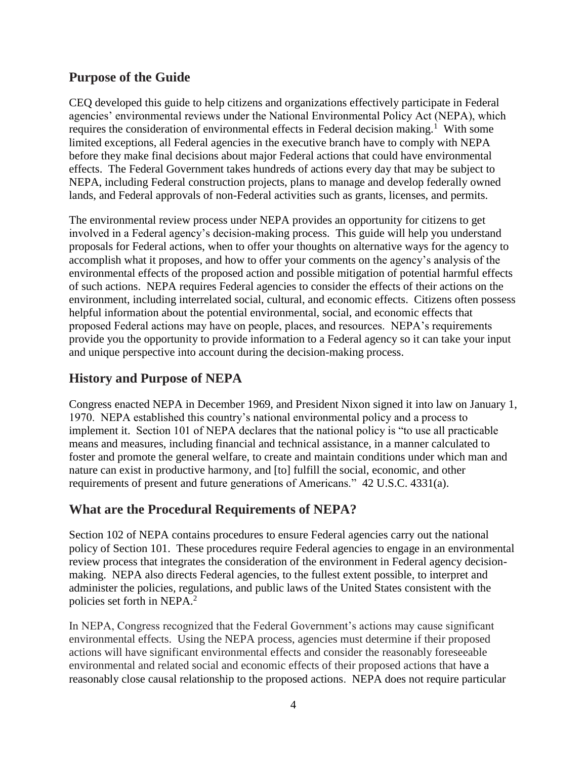## Purpose of the Guide

CEQ developed this guide to help citizens and organizations effectively participate in Federal agencies' environmental reviews under the National Environmental Policy Act (NEPA), which requires the consideration of environmental effects in Federal decision making.[1] With some limited exceptions, all Federal agencies in the executive branch have to comply with NEPA before they make final decisions about major Federal actions that could have environmental effects. The Federal Government takes hundreds of actions every day that may be subject to NEPA, including Federal construction projects, plans to manage and develop federally owned lands, and Federal approvals of non-Federal activities such as grants, licenses, and permits.

The environmental review process under NEPA provides an opportunity for citizens to get involved in a Federal agency's decision-making process. This guide will help you understand proposals for Federal actions, when to offer your thoughts on alternative ways for the agency to accomplish what it proposes, and how to offer your comments on the agency's analysis of the environmental effects of the proposed action and possible mitigation of potential harmful effects of such actions. NEPA requires Federal agencies to consider the effects of their actions on the environment, including interrelated social, cultural, and economic effects. Citizens often possess helpful information about the potential environmental, social, and economic effects that proposed Federal actions may have on people, places, and resources. NEPA's requirements provide you the opportunity to provide information to a Federal agency so it can take your input and unique perspective into account during the decision-making process.

## History and Purpose of NEPA

Congress enacted NEPA in December 1969, and President Nixon signed it into law on January 1, 1970. NEPA established this country's national environmental policy and a process to implement it. Section 101 of NEPA declares that the national policy is "to use all practicable means and measures, including financial and technical assistance, in a manner calculated to foster and promote the general welfare, to create and maintain conditions under which man and nature can exist in productive harmony, and [to] fulfill the social, economic, and other requirements of present and future generations of Americans." 42 U.S.C. 4331(a).

## What are the Procedural Requirements of NEPA?

Section 102 of NEPA contains procedures to ensure Federal agencies carry out the national policy of Section 101. These procedures require Federal agencies to engage in an environmental review process that integrates the consideration of the environment in Federal agency decision-making. NEPA also directs Federal agencies, to the fullest extent possible, to interpret and administer the policies, regulations, and public laws of the United States consistent with the policies set forth in NEPA.[2]

In NEPA, Congress recognized that the Federal Government's actions may cause significant environmental effects. Using the NEPA process, agencies must determine if their proposed actions will have significant environmental effects and consider the reasonably foreseeable environmental and related social and economic effects of their proposed actions that have a reasonably close causal relationship to the proposed actions. NEPA does not require particular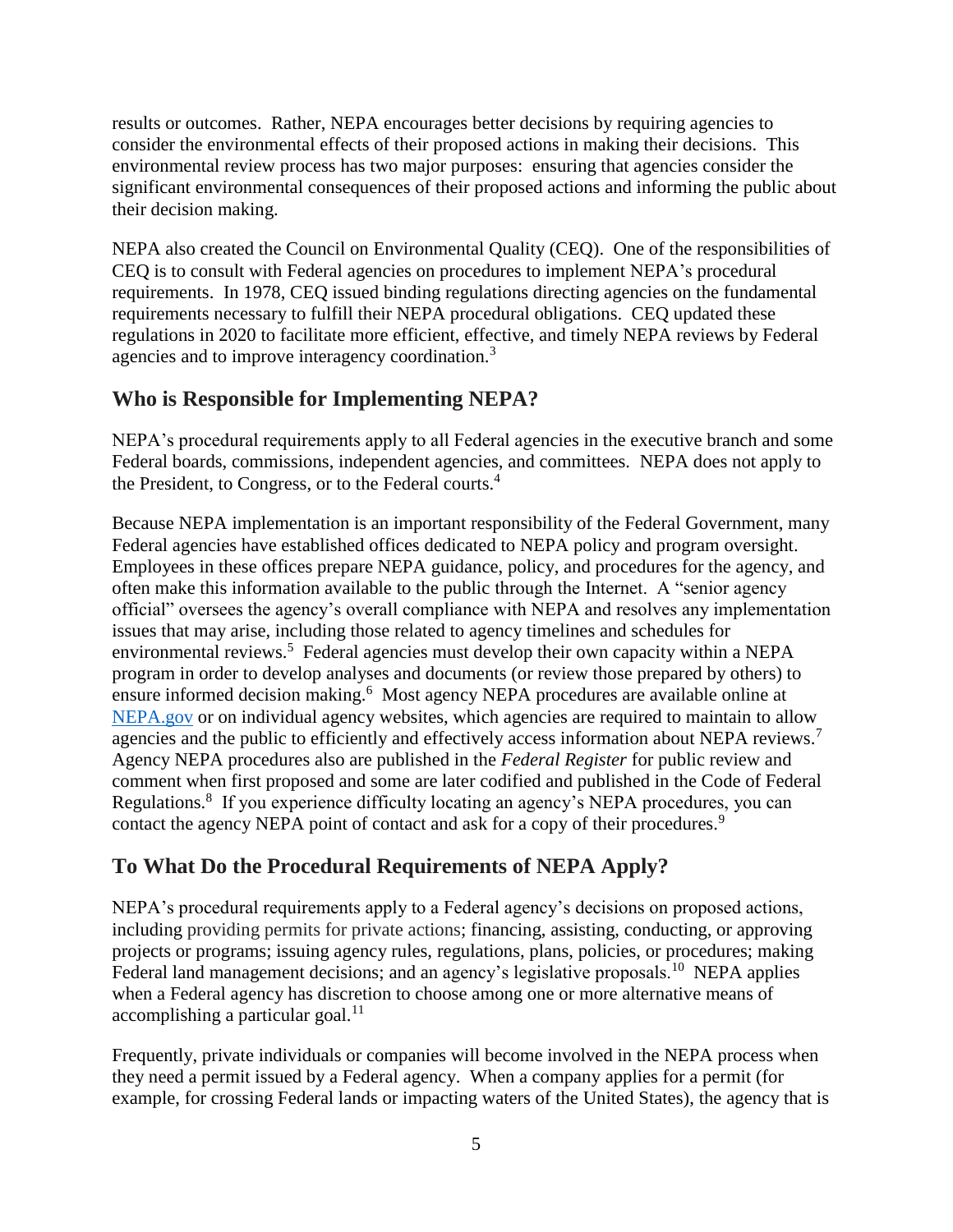results or outcomes. Rather, NEPA encourages better decisions by requiring agencies to consider the environmental effects of their proposed actions in making their decisions. This environmental review process has two major purposes: ensuring that agencies consider the significant environmental consequences of their proposed actions and informing the public about their decision making.

NEPA also created the Council on Environmental Quality (CEQ). One of the responsibilities of CEQ is to consult with Federal agencies on procedures to implement NEPA's procedural requirements. In 1978, CEQ issued binding regulations directing agencies on the fundamental requirements necessary to fulfill their NEPA procedural obligations. CEQ updated these regulations in 2020 to facilitate more efficient, effective, and timely NEPA reviews by Federal agencies and to improve interagency coordination.[3]

## Who is Responsible for Implementing NEPA?

NEPA's procedural requirements apply to all Federal agencies in the executive branch and some Federal boards, commissions, independent agencies, and committees. NEPA does not apply to the President, to Congress, or to the Federal courts.[4]

Because NEPA implementation is an important responsibility of the Federal Government, many Federal agencies have established offices dedicated to NEPA policy and program oversight. Employees in these offices prepare NEPA guidance, policy, and procedures for the agency, and often make this information available to the public through the Internet. A "senior agency official" oversees the agency's overall compliance with NEPA and resolves any implementation issues that may arise, including those related to agency timelines and schedules for environmental reviews.[5] Federal agencies must develop their own capacity within a NEPA program in order to develop analyses and documents (or review those prepared by others) to ensure informed decision making.[6] Most agency NEPA procedures are available online at NEPA.gov or on individual agency websites, which agencies are required to maintain to allow agencies and the public to efficiently and effectively access information about NEPA reviews.[7] Agency NEPA procedures also are published in the *Federal Register* for public review and comment when first proposed and some are later codified and published in the Code of Federal Regulations.[8] If you experience difficulty locating an agency's NEPA procedures, you can contact the agency NEPA point of contact and ask for a copy of their procedures.[9]

## To What Do the Procedural Requirements of NEPA Apply?

NEPA's procedural requirements apply to a Federal agency's decisions on proposed actions, including providing permits for private actions; financing, assisting, conducting, or approving projects or programs; issuing agency rules, regulations, plans, policies, or procedures; making Federal land management decisions; and an agency's legislative proposals.[10] NEPA applies when a Federal agency has discretion to choose among one or more alternative means of accomplishing a particular goal.[11]

Frequently, private individuals or companies will become involved in the NEPA process when they need a permit issued by a Federal agency. When a company applies for a permit (for example, for crossing Federal lands or impacting waters of the United States), the agency that is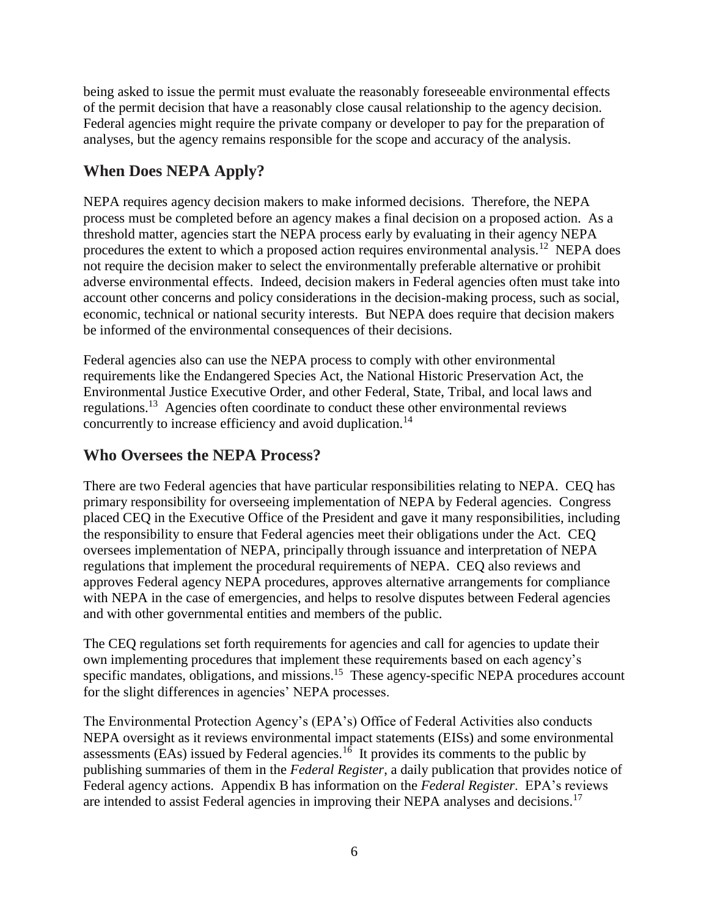being asked to issue the permit must evaluate the reasonably foreseeable environmental effects of the permit decision that have a reasonably close causal relationship to the agency decision. Federal agencies might require the private company or developer to pay for the preparation of analyses, but the agency remains responsible for the scope and accuracy of the analysis.

## When Does NEPA Apply?

NEPA requires agency decision makers to make informed decisions. Therefore, the NEPA process must be completed before an agency makes a final decision on a proposed action. As a threshold matter, agencies start the NEPA process early by evaluating in their agency NEPA procedures the extent to which a proposed action requires environmental analysis.[12] NEPA does not require the decision maker to select the environmentally preferable alternative or prohibit adverse environmental effects. Indeed, decision makers in Federal agencies often must take into account other concerns and policy considerations in the decision-making process, such as social, economic, technical or national security interests. But NEPA does require that decision makers be informed of the environmental consequences of their decisions.

Federal agencies also can use the NEPA process to comply with other environmental requirements like the Endangered Species Act, the National Historic Preservation Act, the Environmental Justice Executive Order, and other Federal, State, Tribal, and local laws and regulations.[13] Agencies often coordinate to conduct these other environmental reviews concurrently to increase efficiency and avoid duplication.[14]

## Who Oversees the NEPA Process?

There are two Federal agencies that have particular responsibilities relating to NEPA. CEQ has primary responsibility for overseeing implementation of NEPA by Federal agencies. Congress placed CEQ in the Executive Office of the President and gave it many responsibilities, including the responsibility to ensure that Federal agencies meet their obligations under the Act. CEQ oversees implementation of NEPA, principally through issuance and interpretation of NEPA regulations that implement the procedural requirements of NEPA. CEQ also reviews and approves Federal agency NEPA procedures, approves alternative arrangements for compliance with NEPA in the case of emergencies, and helps to resolve disputes between Federal agencies and with other governmental entities and members of the public.

The CEQ regulations set forth requirements for agencies and call for agencies to update their own implementing procedures that implement these requirements based on each agency's specific mandates, obligations, and missions.[15] These agency-specific NEPA procedures account for the slight differences in agencies' NEPA processes.

The Environmental Protection Agency's (EPA's) Office of Federal Activities also conducts NEPA oversight as it reviews environmental impact statements (EISs) and some environmental assessments (EAs) issued by Federal agencies.[16] It provides its comments to the public by publishing summaries of them in the *Federal Register*, a daily publication that provides notice of Federal agency actions. Appendix B has information on the *Federal Register*. EPA's reviews are intended to assist Federal agencies in improving their NEPA analyses and decisions.[17]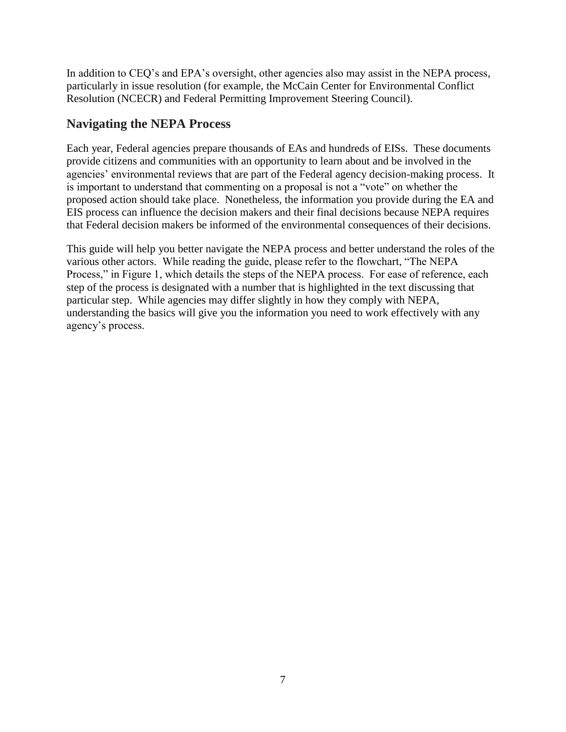In addition to CEQ's and EPA's oversight, other agencies also may assist in the NEPA process, particularly in issue resolution (for example, the McCain Center for Environmental Conflict Resolution (NCECR) and Federal Permitting Improvement Steering Council).

## Navigating the NEPA Process

Each year, Federal agencies prepare thousands of EAs and hundreds of EISs. These documents provide citizens and communities with an opportunity to learn about and be involved in the agencies' environmental reviews that are part of the Federal agency decision-making process. It is important to understand that commenting on a proposal is not a "vote" on whether the proposed action should take place. Nonetheless, the information you provide during the EA and EIS process can influence the decision makers and their final decisions because NEPA requires that Federal decision makers be informed of the environmental consequences of their decisions.

This guide will help you better navigate the NEPA process and better understand the roles of the various other actors. While reading the guide, please refer to the flowchart, "The NEPA Process," in Figure 1, which details the steps of the NEPA process. For ease of reference, each step of the process is designated with a number that is highlighted in the text discussing that particular step. While agencies may differ slightly in how they comply with NEPA, understanding the basics will give you the information you need to work effectively with any agency's process.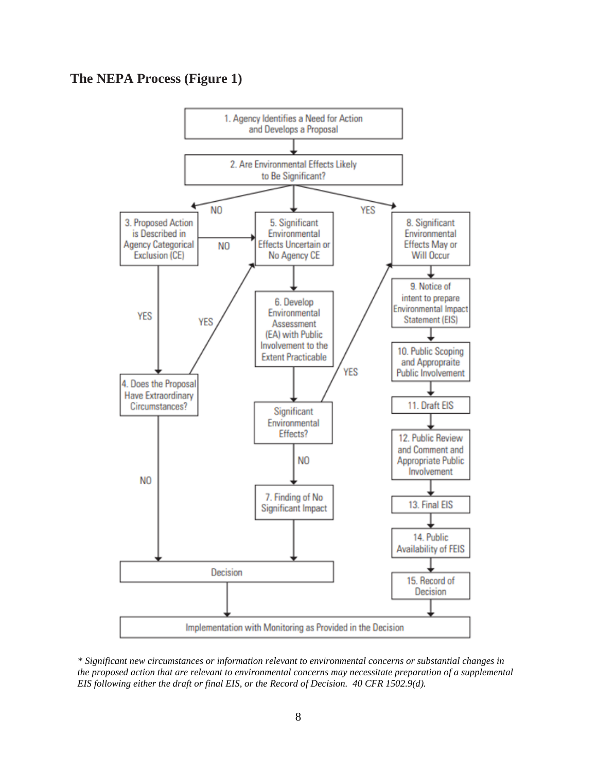## The NEPA Process (Figure 1)

1. Agency Identifies a Need for Action and Develops a Proposal
2. Are Environmental Effects Likely to Be Significant?
3. Proposed Action is Described in Agency Categorical Exclusion (CE)
4. Does the Proposal Have Extraordinary Circumstances?
5. Significant Environmental Effects Uncertain or No Agency CE
6. Develop Environmental Assessment (EA) with Public Involvement to the Extent Practicable

Significant Environmental Effects?

7. Finding of No Significant Impact
8. Significant Environmental Effects May or Will Occur
9. Notice of intent to prepare Environmental Impact Statement (EIS)
10. Public Scoping and Appropraite Public Involvement
11. Draft EIS
12. Public Review and Comment and Appropriate Public Involvement
13. Final EIS
14. Public Availability of FEIS
15. Record of Decision

Decision

Implementation with Monitoring as Provided in the Decision

NO / YES / NO / YES / YES / YES / NO / NO

*\* Significant new circumstances or information relevant to environmental concerns or substantial changes in the proposed action that are relevant to environmental concerns may necessitate preparation of a supplemental EIS following either the draft or final EIS, or the Record of Decision. 40 CFR 1502.9(d).*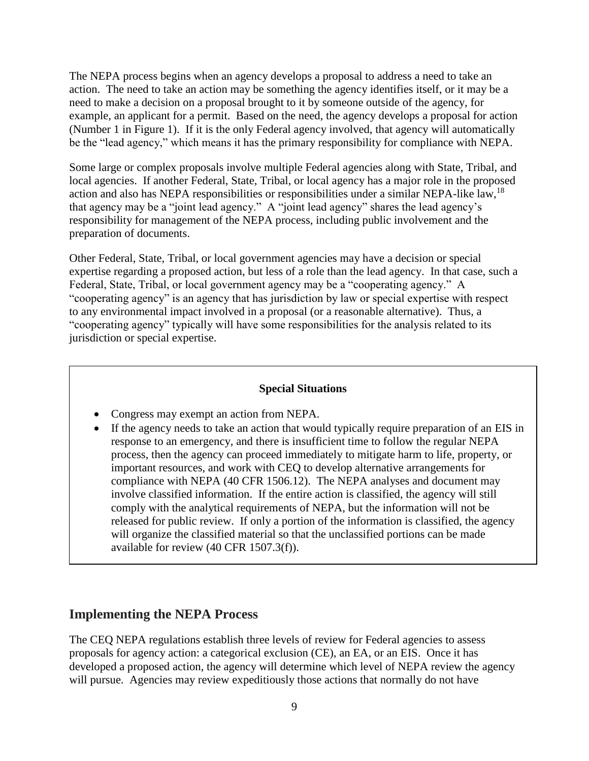The NEPA process begins when an agency develops a proposal to address a need to take an action. The need to take an action may be something the agency identifies itself, or it may be a need to make a decision on a proposal brought to it by someone outside of the agency, for example, an applicant for a permit. Based on the need, the agency develops a proposal for action (Number 1 in Figure 1). If it is the only Federal agency involved, that agency will automatically be the "lead agency," which means it has the primary responsibility for compliance with NEPA.

Some large or complex proposals involve multiple Federal agencies along with State, Tribal, and local agencies. If another Federal, State, Tribal, or local agency has a major role in the proposed action and also has NEPA responsibilities or responsibilities under a similar NEPA-like law,[18] that agency may be a "joint lead agency." A "joint lead agency" shares the lead agency's responsibility for management of the NEPA process, including public involvement and the preparation of documents.

Other Federal, State, Tribal, or local government agencies may have a decision or special expertise regarding a proposed action, but less of a role than the lead agency. In that case, such a Federal, State, Tribal, or local government agency may be a "cooperating agency." A "cooperating agency" is an agency that has jurisdiction by law or special expertise with respect to any environmental impact involved in a proposal (or a reasonable alternative). Thus, a "cooperating agency" typically will have some responsibilities for the analysis related to its jurisdiction or special expertise.

**Special Situations**

- Congress may exempt an action from NEPA.
- If the agency needs to take an action that would typically require preparation of an EIS in response to an emergency, and there is insufficient time to follow the regular NEPA process, then the agency can proceed immediately to mitigate harm to life, property, or important resources, and work with CEQ to develop alternative arrangements for compliance with NEPA (40 CFR 1506.12). The NEPA analyses and document may involve classified information. If the entire action is classified, the agency will still comply with the analytical requirements of NEPA, but the information will not be released for public review. If only a portion of the information is classified, the agency will organize the classified material so that the unclassified portions can be made available for review (40 CFR 1507.3(f)).

## Implementing the NEPA Process

The CEQ NEPA regulations establish three levels of review for Federal agencies to assess proposals for agency action: a categorical exclusion (CE), an EA, or an EIS. Once it has developed a proposed action, the agency will determine which level of NEPA review the agency will pursue. Agencies may review expeditiously those actions that normally do not have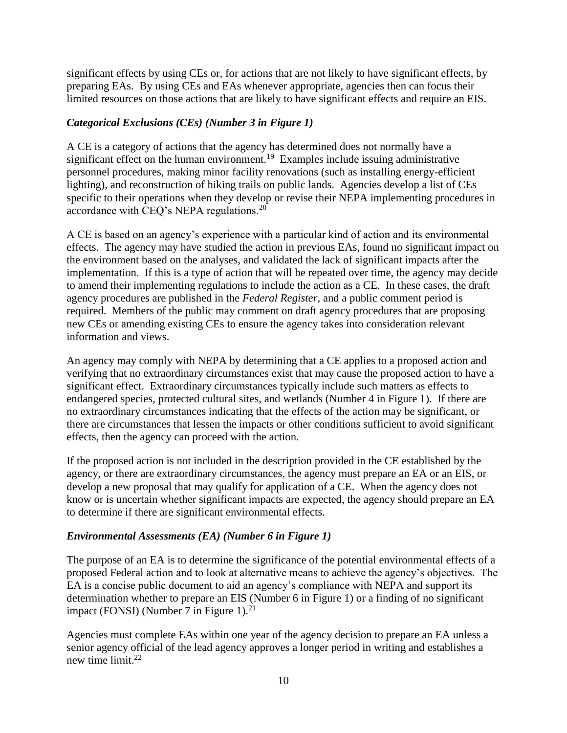significant effects by using CEs or, for actions that are not likely to have significant effects, by preparing EAs. By using CEs and EAs whenever appropriate, agencies then can focus their limited resources on those actions that are likely to have significant effects and require an EIS.

### *Categorical Exclusions (CEs) (Number 3 in Figure 1)*

A CE is a category of actions that the agency has determined does not normally have a significant effect on the human environment.[19] Examples include issuing administrative personnel procedures, making minor facility renovations (such as installing energy-efficient lighting), and reconstruction of hiking trails on public lands. Agencies develop a list of CEs specific to their operations when they develop or revise their NEPA implementing procedures in accordance with CEQ's NEPA regulations.[20]

A CE is based on an agency's experience with a particular kind of action and its environmental effects. The agency may have studied the action in previous EAs, found no significant impact on the environment based on the analyses, and validated the lack of significant impacts after the implementation. If this is a type of action that will be repeated over time, the agency may decide to amend their implementing regulations to include the action as a CE. In these cases, the draft agency procedures are published in the *Federal Register*, and a public comment period is required. Members of the public may comment on draft agency procedures that are proposing new CEs or amending existing CEs to ensure the agency takes into consideration relevant information and views.

An agency may comply with NEPA by determining that a CE applies to a proposed action and verifying that no extraordinary circumstances exist that may cause the proposed action to have a significant effect. Extraordinary circumstances typically include such matters as effects to endangered species, protected cultural sites, and wetlands (Number 4 in Figure 1). If there are no extraordinary circumstances indicating that the effects of the action may be significant, or there are circumstances that lessen the impacts or other conditions sufficient to avoid significant effects, then the agency can proceed with the action.

If the proposed action is not included in the description provided in the CE established by the agency, or there are extraordinary circumstances, the agency must prepare an EA or an EIS, or develop a new proposal that may qualify for application of a CE. When the agency does not know or is uncertain whether significant impacts are expected, the agency should prepare an EA to determine if there are significant environmental effects.

### *Environmental Assessments (EA) (Number 6 in Figure 1)*

The purpose of an EA is to determine the significance of the potential environmental effects of a proposed Federal action and to look at alternative means to achieve the agency's objectives. The EA is a concise public document to aid an agency's compliance with NEPA and support its determination whether to prepare an EIS (Number 6 in Figure 1) or a finding of no significant impact (FONSI) (Number 7 in Figure 1).[21]

Agencies must complete EAs within one year of the agency decision to prepare an EA unless a senior agency official of the lead agency approves a longer period in writing and establishes a new time limit.[22]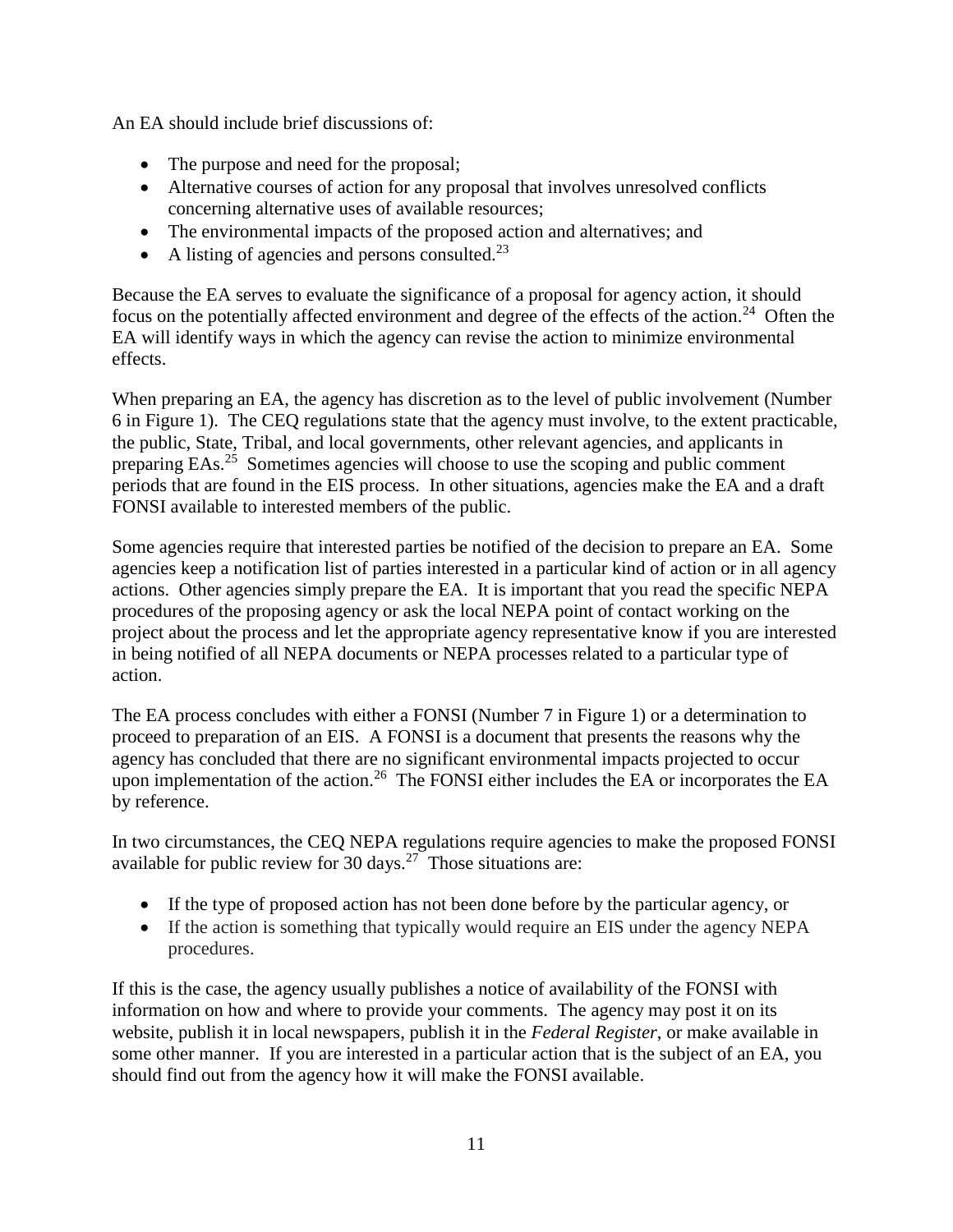An EA should include brief discussions of:

- The purpose and need for the proposal;
- Alternative courses of action for any proposal that involves unresolved conflicts concerning alternative uses of available resources;
- The environmental impacts of the proposed action and alternatives; and
- A listing of agencies and persons consulted.[23]

Because the EA serves to evaluate the significance of a proposal for agency action, it should focus on the potentially affected environment and degree of the effects of the action.[24] Often the EA will identify ways in which the agency can revise the action to minimize environmental effects.

When preparing an EA, the agency has discretion as to the level of public involvement (Number 6 in Figure 1). The CEQ regulations state that the agency must involve, to the extent practicable, the public, State, Tribal, and local governments, other relevant agencies, and applicants in preparing EAs.[25] Sometimes agencies will choose to use the scoping and public comment periods that are found in the EIS process. In other situations, agencies make the EA and a draft FONSI available to interested members of the public.

Some agencies require that interested parties be notified of the decision to prepare an EA. Some agencies keep a notification list of parties interested in a particular kind of action or in all agency actions. Other agencies simply prepare the EA. It is important that you read the specific NEPA procedures of the proposing agency or ask the local NEPA point of contact working on the project about the process and let the appropriate agency representative know if you are interested in being notified of all NEPA documents or NEPA processes related to a particular type of action.

The EA process concludes with either a FONSI (Number 7 in Figure 1) or a determination to proceed to preparation of an EIS. A FONSI is a document that presents the reasons why the agency has concluded that there are no significant environmental impacts projected to occur upon implementation of the action.[26] The FONSI either includes the EA or incorporates the EA by reference.

In two circumstances, the CEQ NEPA regulations require agencies to make the proposed FONSI available for public review for 30 days.[27] Those situations are:

- If the type of proposed action has not been done before by the particular agency, or
- If the action is something that typically would require an EIS under the agency NEPA procedures.

If this is the case, the agency usually publishes a notice of availability of the FONSI with information on how and where to provide your comments. The agency may post it on its website, publish it in local newspapers, publish it in the *Federal Register*, or make available in some other manner. If you are interested in a particular action that is the subject of an EA, you should find out from the agency how it will make the FONSI available.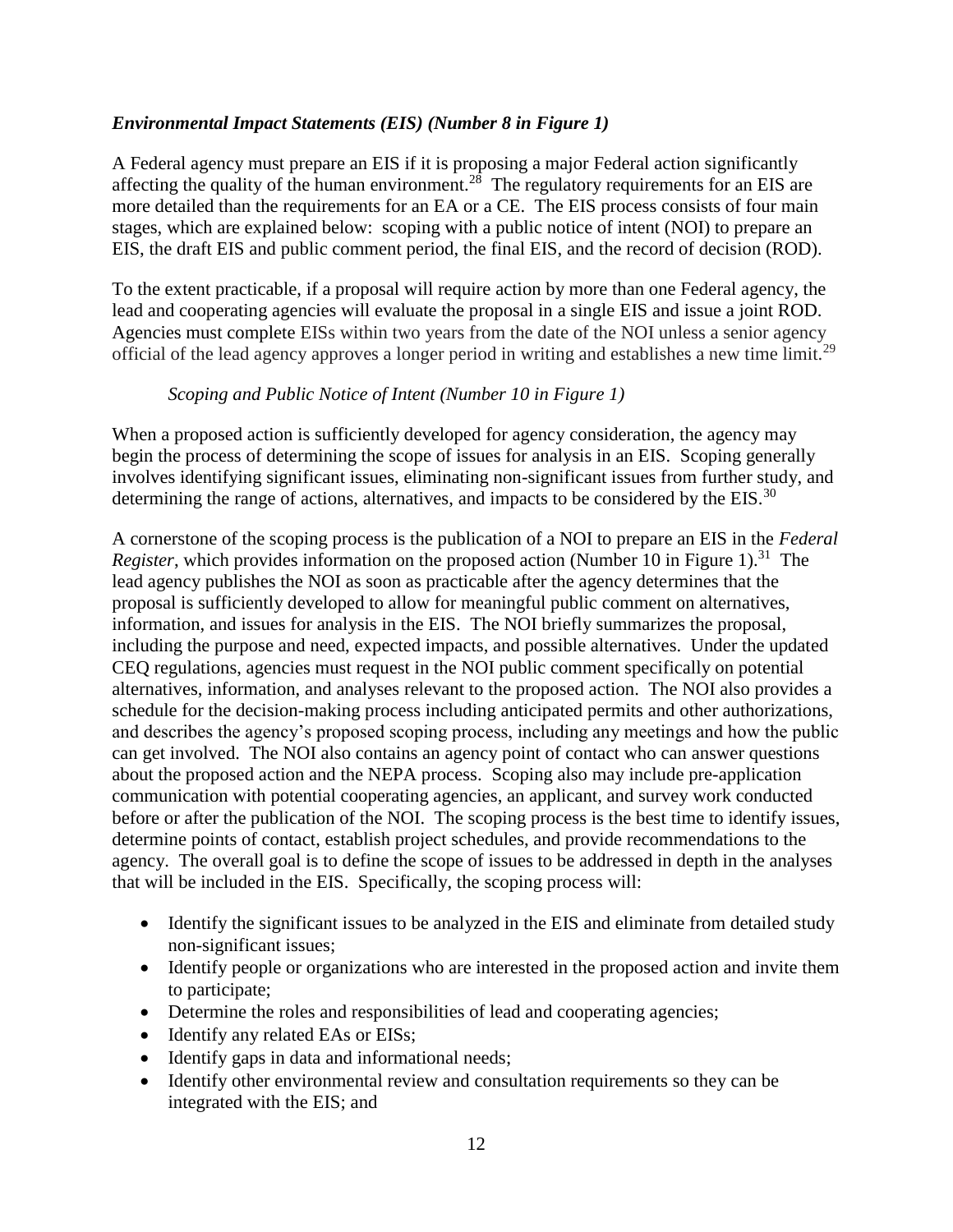### *Environmental Impact Statements (EIS) (Number 8 in Figure 1)*

A Federal agency must prepare an EIS if it is proposing a major Federal action significantly affecting the quality of the human environment.[28] The regulatory requirements for an EIS are more detailed than the requirements for an EA or a CE. The EIS process consists of four main stages, which are explained below: scoping with a public notice of intent (NOI) to prepare an EIS, the draft EIS and public comment period, the final EIS, and the record of decision (ROD).

To the extent practicable, if a proposal will require action by more than one Federal agency, the lead and cooperating agencies will evaluate the proposal in a single EIS and issue a joint ROD. Agencies must complete EISs within two years from the date of the NOI unless a senior agency official of the lead agency approves a longer period in writing and establishes a new time limit.[29]

#### *Scoping and Public Notice of Intent (Number 10 in Figure 1)*

When a proposed action is sufficiently developed for agency consideration, the agency may begin the process of determining the scope of issues for analysis in an EIS. Scoping generally involves identifying significant issues, eliminating non-significant issues from further study, and determining the range of actions, alternatives, and impacts to be considered by the EIS.[30]

A cornerstone of the scoping process is the publication of a NOI to prepare an EIS in the *Federal Register*, which provides information on the proposed action (Number 10 in Figure 1).[31] The lead agency publishes the NOI as soon as practicable after the agency determines that the proposal is sufficiently developed to allow for meaningful public comment on alternatives, information, and issues for analysis in the EIS. The NOI briefly summarizes the proposal, including the purpose and need, expected impacts, and possible alternatives. Under the updated CEQ regulations, agencies must request in the NOI public comment specifically on potential alternatives, information, and analyses relevant to the proposed action. The NOI also provides a schedule for the decision-making process including anticipated permits and other authorizations, and describes the agency's proposed scoping process, including any meetings and how the public can get involved. The NOI also contains an agency point of contact who can answer questions about the proposed action and the NEPA process. Scoping also may include pre-application communication with potential cooperating agencies, an applicant, and survey work conducted before or after the publication of the NOI. The scoping process is the best time to identify issues, determine points of contact, establish project schedules, and provide recommendations to the agency. The overall goal is to define the scope of issues to be addressed in depth in the analyses that will be included in the EIS. Specifically, the scoping process will:

- Identify the significant issues to be analyzed in the EIS and eliminate from detailed study non-significant issues;
- Identify people or organizations who are interested in the proposed action and invite them to participate;
- Determine the roles and responsibilities of lead and cooperating agencies;
- Identify any related EAs or EISs;
- Identify gaps in data and informational needs;
- Identify other environmental review and consultation requirements so they can be integrated with the EIS; and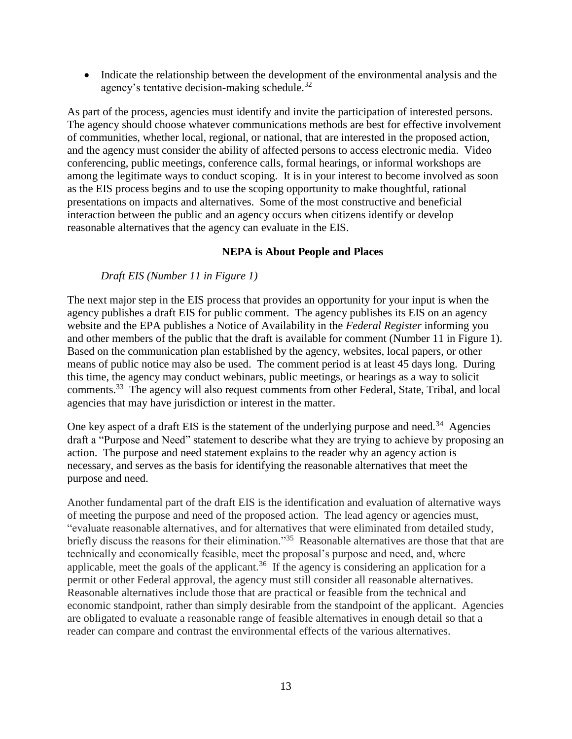- Indicate the relationship between the development of the environmental analysis and the agency's tentative decision-making schedule.[32]

As part of the process, agencies must identify and invite the participation of interested persons. The agency should choose whatever communications methods are best for effective involvement of communities, whether local, regional, or national, that are interested in the proposed action, and the agency must consider the ability of affected persons to access electronic media. Video conferencing, public meetings, conference calls, formal hearings, or informal workshops are among the legitimate ways to conduct scoping. It is in your interest to become involved as soon as the EIS process begins and to use the scoping opportunity to make thoughtful, rational presentations on impacts and alternatives. Some of the most constructive and beneficial interaction between the public and an agency occurs when citizens identify or develop reasonable alternatives that the agency can evaluate in the EIS.

**NEPA is About People and Places**

*Draft EIS (Number 11 in Figure 1)*

The next major step in the EIS process that provides an opportunity for your input is when the agency publishes a draft EIS for public comment. The agency publishes its EIS on an agency website and the EPA publishes a Notice of Availability in the *Federal Register* informing you and other members of the public that the draft is available for comment (Number 11 in Figure 1). Based on the communication plan established by the agency, websites, local papers, or other means of public notice may also be used. The comment period is at least 45 days long. During this time, the agency may conduct webinars, public meetings, or hearings as a way to solicit comments.[33] The agency will also request comments from other Federal, State, Tribal, and local agencies that may have jurisdiction or interest in the matter.

One key aspect of a draft EIS is the statement of the underlying purpose and need.[34] Agencies draft a "Purpose and Need" statement to describe what they are trying to achieve by proposing an action. The purpose and need statement explains to the reader why an agency action is necessary, and serves as the basis for identifying the reasonable alternatives that meet the purpose and need.

Another fundamental part of the draft EIS is the identification and evaluation of alternative ways of meeting the purpose and need of the proposed action. The lead agency or agencies must, "evaluate reasonable alternatives, and for alternatives that were eliminated from detailed study, briefly discuss the reasons for their elimination."[35] Reasonable alternatives are those that that are technically and economically feasible, meet the proposal's purpose and need, and, where applicable, meet the goals of the applicant.[36] If the agency is considering an application for a permit or other Federal approval, the agency must still consider all reasonable alternatives. Reasonable alternatives include those that are practical or feasible from the technical and economic standpoint, rather than simply desirable from the standpoint of the applicant. Agencies are obligated to evaluate a reasonable range of feasible alternatives in enough detail so that a reader can compare and contrast the environmental effects of the various alternatives.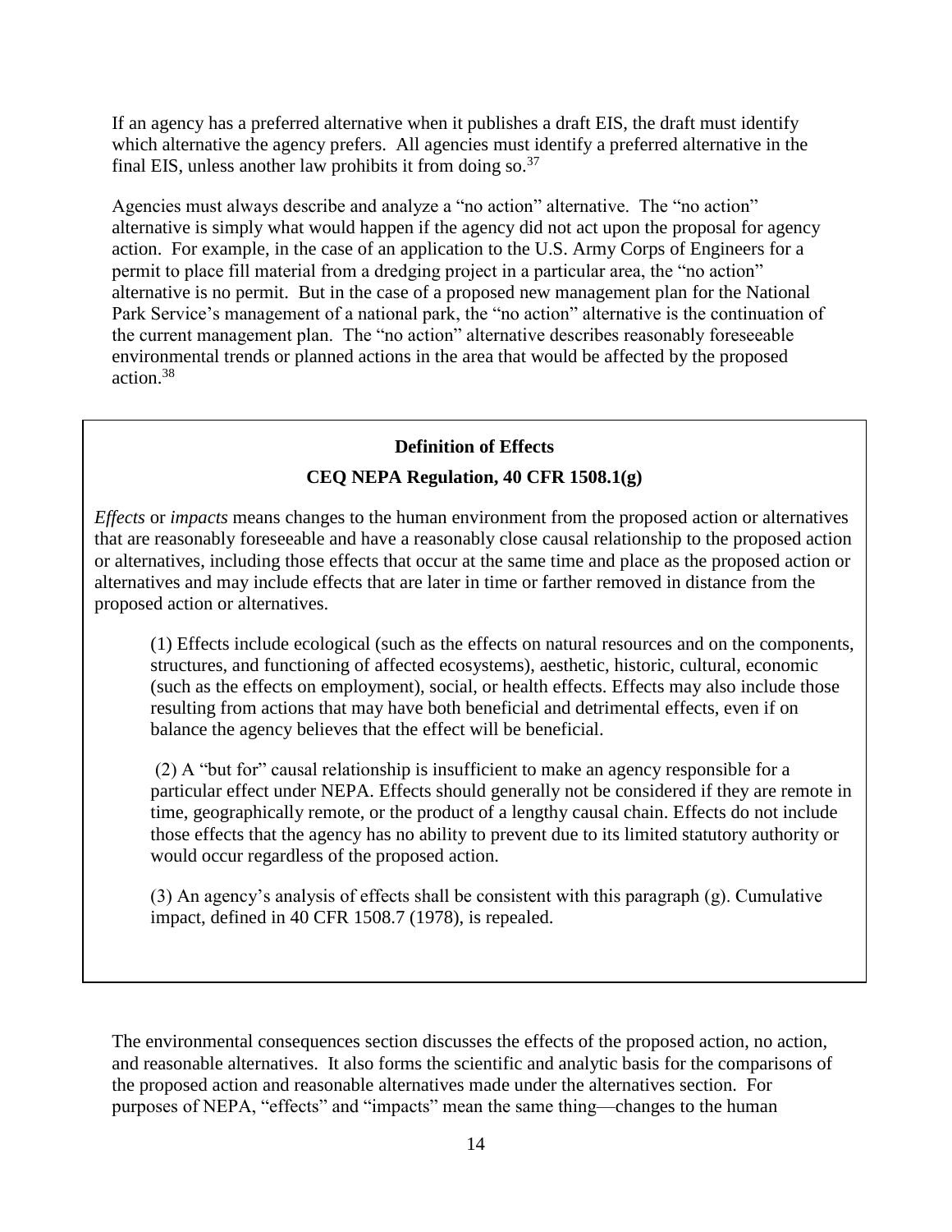If an agency has a preferred alternative when it publishes a draft EIS, the draft must identify which alternative the agency prefers. All agencies must identify a preferred alternative in the final EIS, unless another law prohibits it from doing so.[37]

Agencies must always describe and analyze a "no action" alternative. The "no action" alternative is simply what would happen if the agency did not act upon the proposal for agency action. For example, in the case of an application to the U.S. Army Corps of Engineers for a permit to place fill material from a dredging project in a particular area, the "no action" alternative is no permit. But in the case of a proposed new management plan for the National Park Service's management of a national park, the "no action" alternative is the continuation of the current management plan. The "no action" alternative describes reasonably foreseeable environmental trends or planned actions in the area that would be affected by the proposed action.[38]

> **Definition of Effects**
>
> **CEQ NEPA Regulation, 40 CFR 1508.1(g)**
>
> *Effects* or *impacts* means changes to the human environment from the proposed action or alternatives that are reasonably foreseeable and have a reasonably close causal relationship to the proposed action or alternatives, including those effects that occur at the same time and place as the proposed action or alternatives and may include effects that are later in time or farther removed in distance from the proposed action or alternatives.
>
> (1) Effects include ecological (such as the effects on natural resources and on the components, structures, and functioning of affected ecosystems), aesthetic, historic, cultural, economic (such as the effects on employment), social, or health effects. Effects may also include those resulting from actions that may have both beneficial and detrimental effects, even if on balance the agency believes that the effect will be beneficial.
>
> (2) A "but for" causal relationship is insufficient to make an agency responsible for a particular effect under NEPA. Effects should generally not be considered if they are remote in time, geographically remote, or the product of a lengthy causal chain. Effects do not include those effects that the agency has no ability to prevent due to its limited statutory authority or would occur regardless of the proposed action.
>
> (3) An agency's analysis of effects shall be consistent with this paragraph (g). Cumulative impact, defined in 40 CFR 1508.7 (1978), is repealed.

The environmental consequences section discusses the effects of the proposed action, no action, and reasonable alternatives. It also forms the scientific and analytic basis for the comparisons of the proposed action and reasonable alternatives made under the alternatives section. For purposes of NEPA, "effects" and "impacts" mean the same thing—changes to the human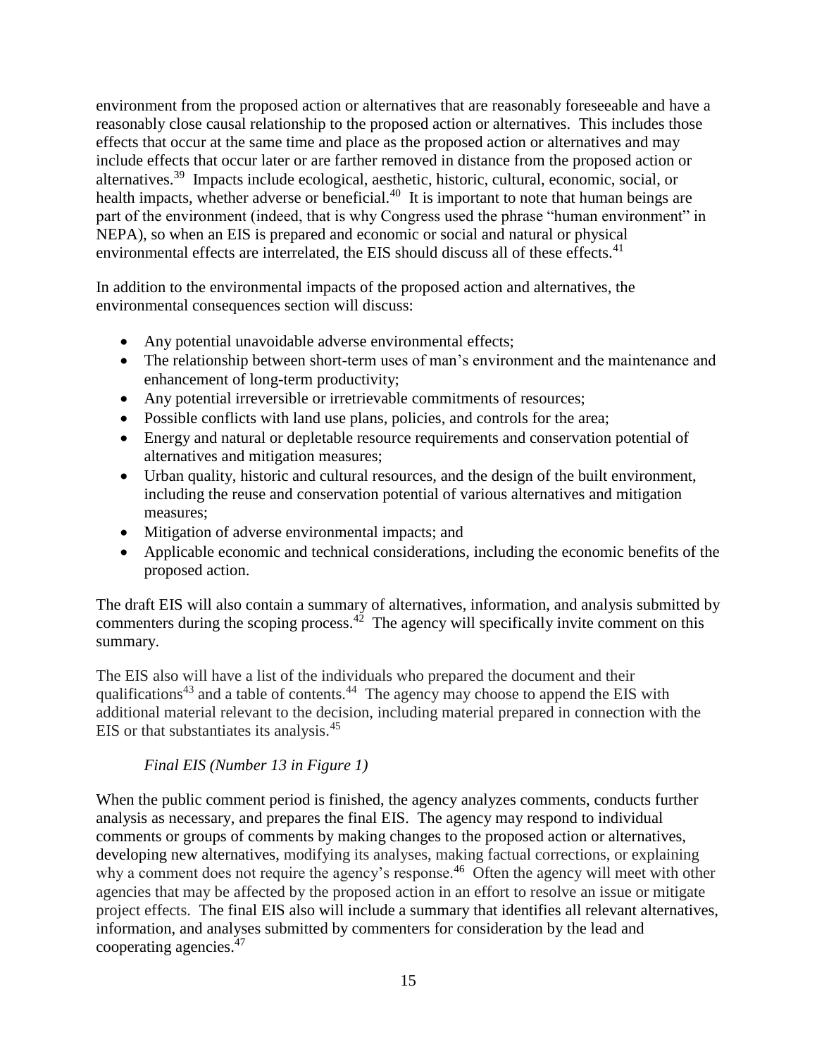environment from the proposed action or alternatives that are reasonably foreseeable and have a reasonably close causal relationship to the proposed action or alternatives. This includes those effects that occur at the same time and place as the proposed action or alternatives and may include effects that occur later or are farther removed in distance from the proposed action or alternatives.[39] Impacts include ecological, aesthetic, historic, cultural, economic, social, or health impacts, whether adverse or beneficial.[40] It is important to note that human beings are part of the environment (indeed, that is why Congress used the phrase "human environment" in NEPA), so when an EIS is prepared and economic or social and natural or physical environmental effects are interrelated, the EIS should discuss all of these effects.[41]

In addition to the environmental impacts of the proposed action and alternatives, the environmental consequences section will discuss:

- Any potential unavoidable adverse environmental effects;
- The relationship between short-term uses of man's environment and the maintenance and enhancement of long-term productivity;
- Any potential irreversible or irretrievable commitments of resources;
- Possible conflicts with land use plans, policies, and controls for the area;
- Energy and natural or depletable resource requirements and conservation potential of alternatives and mitigation measures;
- Urban quality, historic and cultural resources, and the design of the built environment, including the reuse and conservation potential of various alternatives and mitigation measures;
- Mitigation of adverse environmental impacts; and
- Applicable economic and technical considerations, including the economic benefits of the proposed action.

The draft EIS will also contain a summary of alternatives, information, and analysis submitted by commenters during the scoping process.[42] The agency will specifically invite comment on this summary.

The EIS also will have a list of the individuals who prepared the document and their qualifications[43] and a table of contents.[44] The agency may choose to append the EIS with additional material relevant to the decision, including material prepared in connection with the EIS or that substantiates its analysis.[45]

*Final EIS (Number 13 in Figure 1)*

When the public comment period is finished, the agency analyzes comments, conducts further analysis as necessary, and prepares the final EIS. The agency may respond to individual comments or groups of comments by making changes to the proposed action or alternatives, developing new alternatives, modifying its analyses, making factual corrections, or explaining why a comment does not require the agency's response.[46] Often the agency will meet with other agencies that may be affected by the proposed action in an effort to resolve an issue or mitigate project effects. The final EIS also will include a summary that identifies all relevant alternatives, information, and analyses submitted by commenters for consideration by the lead and cooperating agencies.[47]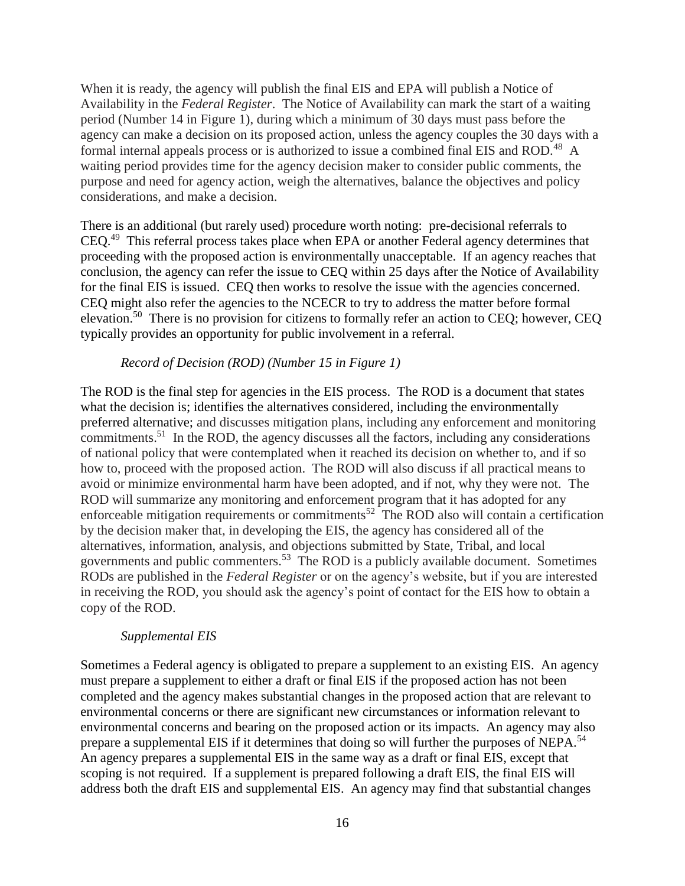When it is ready, the agency will publish the final EIS and EPA will publish a Notice of Availability in the *Federal Register*. The Notice of Availability can mark the start of a waiting period (Number 14 in Figure 1), during which a minimum of 30 days must pass before the agency can make a decision on its proposed action, unless the agency couples the 30 days with a formal internal appeals process or is authorized to issue a combined final EIS and ROD.[48] A waiting period provides time for the agency decision maker to consider public comments, the purpose and need for agency action, weigh the alternatives, balance the objectives and policy considerations, and make a decision.

There is an additional (but rarely used) procedure worth noting: pre-decisional referrals to CEQ.[49] This referral process takes place when EPA or another Federal agency determines that proceeding with the proposed action is environmentally unacceptable. If an agency reaches that conclusion, the agency can refer the issue to CEQ within 25 days after the Notice of Availability for the final EIS is issued. CEQ then works to resolve the issue with the agencies concerned. CEQ might also refer the agencies to the NCECR to try to address the matter before formal elevation.[50] There is no provision for citizens to formally refer an action to CEQ; however, CEQ typically provides an opportunity for public involvement in a referral.

*Record of Decision (ROD) (Number 15 in Figure 1)*

The ROD is the final step for agencies in the EIS process. The ROD is a document that states what the decision is; identifies the alternatives considered, including the environmentally preferred alternative; and discusses mitigation plans, including any enforcement and monitoring commitments.[51] In the ROD, the agency discusses all the factors, including any considerations of national policy that were contemplated when it reached its decision on whether to, and if so how to, proceed with the proposed action. The ROD will also discuss if all practical means to avoid or minimize environmental harm have been adopted, and if not, why they were not. The ROD will summarize any monitoring and enforcement program that it has adopted for any enforceable mitigation requirements or commitments[52] The ROD also will contain a certification by the decision maker that, in developing the EIS, the agency has considered all of the alternatives, information, analysis, and objections submitted by State, Tribal, and local governments and public commenters.[53] The ROD is a publicly available document. Sometimes RODs are published in the *Federal Register* or on the agency's website, but if you are interested in receiving the ROD, you should ask the agency's point of contact for the EIS how to obtain a copy of the ROD.

*Supplemental EIS*

Sometimes a Federal agency is obligated to prepare a supplement to an existing EIS. An agency must prepare a supplement to either a draft or final EIS if the proposed action has not been completed and the agency makes substantial changes in the proposed action that are relevant to environmental concerns or there are significant new circumstances or information relevant to environmental concerns and bearing on the proposed action or its impacts. An agency may also prepare a supplemental EIS if it determines that doing so will further the purposes of NEPA.[54] An agency prepares a supplemental EIS in the same way as a draft or final EIS, except that scoping is not required. If a supplement is prepared following a draft EIS, the final EIS will address both the draft EIS and supplemental EIS. An agency may find that substantial changes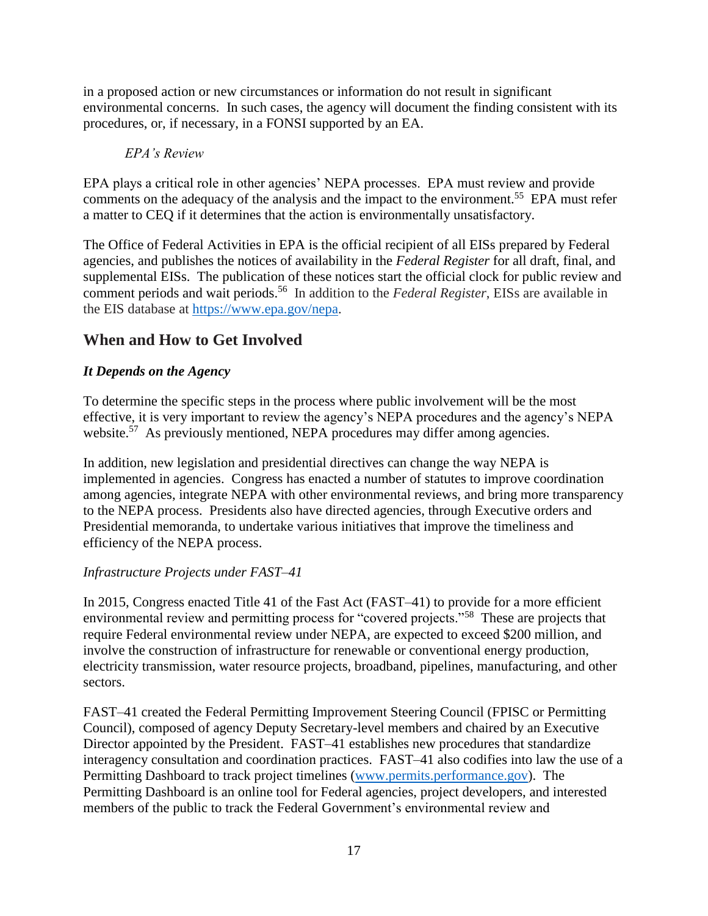in a proposed action or new circumstances or information do not result in significant environmental concerns. In such cases, the agency will document the finding consistent with its procedures, or, if necessary, in a FONSI supported by an EA.

*EPA's Review*

EPA plays a critical role in other agencies' NEPA processes. EPA must review and provide comments on the adequacy of the analysis and the impact to the environment.[55] EPA must refer a matter to CEQ if it determines that the action is environmentally unsatisfactory.

The Office of Federal Activities in EPA is the official recipient of all EISs prepared by Federal agencies, and publishes the notices of availability in the *Federal Register* for all draft, final, and supplemental EISs. The publication of these notices start the official clock for public review and comment periods and wait periods.[56] In addition to the *Federal Register*, EISs are available in the EIS database at https://www.epa.gov/nepa.

## When and How to Get Involved

### *It Depends on the Agency*

To determine the specific steps in the process where public involvement will be the most effective, it is very important to review the agency's NEPA procedures and the agency's NEPA website.[57] As previously mentioned, NEPA procedures may differ among agencies.

In addition, new legislation and presidential directives can change the way NEPA is implemented in agencies. Congress has enacted a number of statutes to improve coordination among agencies, integrate NEPA with other environmental reviews, and bring more transparency to the NEPA process. Presidents also have directed agencies, through Executive orders and Presidential memoranda, to undertake various initiatives that improve the timeliness and efficiency of the NEPA process.

*Infrastructure Projects under FAST–41*

In 2015, Congress enacted Title 41 of the Fast Act (FAST–41) to provide for a more efficient environmental review and permitting process for "covered projects."[58] These are projects that require Federal environmental review under NEPA, are expected to exceed $200 million, and involve the construction of infrastructure for renewable or conventional energy production, electricity transmission, water resource projects, broadband, pipelines, manufacturing, and other sectors.

FAST–41 created the Federal Permitting Improvement Steering Council (FPISC or Permitting Council), composed of agency Deputy Secretary-level members and chaired by an Executive Director appointed by the President. FAST–41 establishes new procedures that standardize interagency consultation and coordination practices. FAST–41 also codifies into law the use of a Permitting Dashboard to track project timelines (www.permits.performance.gov). The Permitting Dashboard is an online tool for Federal agencies, project developers, and interested members of the public to track the Federal Government's environmental review and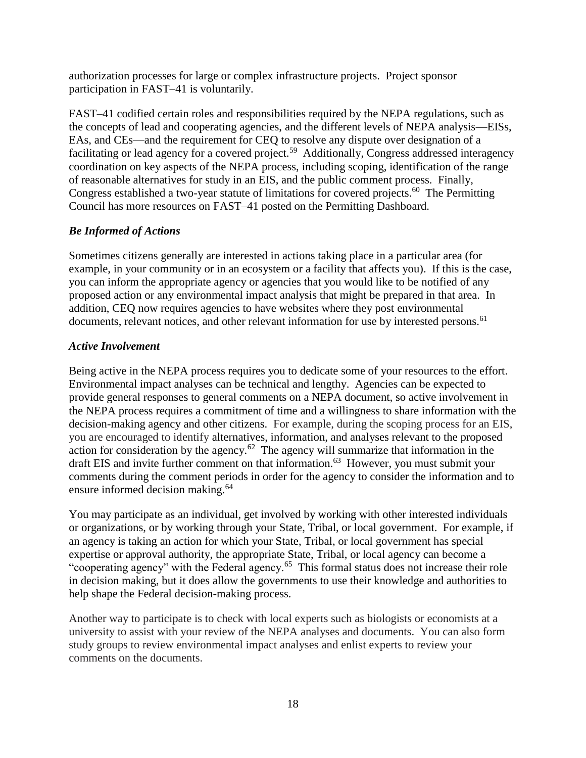authorization processes for large or complex infrastructure projects. Project sponsor participation in FAST–41 is voluntarily.

FAST–41 codified certain roles and responsibilities required by the NEPA regulations, such as the concepts of lead and cooperating agencies, and the different levels of NEPA analysis—EISs, EAs, and CEs—and the requirement for CEQ to resolve any dispute over designation of a facilitating or lead agency for a covered project.[59] Additionally, Congress addressed interagency coordination on key aspects of the NEPA process, including scoping, identification of the range of reasonable alternatives for study in an EIS, and the public comment process. Finally, Congress established a two-year statute of limitations for covered projects.[60] The Permitting Council has more resources on FAST–41 posted on the Permitting Dashboard.

### *Be Informed of Actions*

Sometimes citizens generally are interested in actions taking place in a particular area (for example, in your community or in an ecosystem or a facility that affects you). If this is the case, you can inform the appropriate agency or agencies that you would like to be notified of any proposed action or any environmental impact analysis that might be prepared in that area. In addition, CEQ now requires agencies to have websites where they post environmental documents, relevant notices, and other relevant information for use by interested persons.[61]

### *Active Involvement*

Being active in the NEPA process requires you to dedicate some of your resources to the effort. Environmental impact analyses can be technical and lengthy. Agencies can be expected to provide general responses to general comments on a NEPA document, so active involvement in the NEPA process requires a commitment of time and a willingness to share information with the decision-making agency and other citizens. For example, during the scoping process for an EIS, you are encouraged to identify alternatives, information, and analyses relevant to the proposed action for consideration by the agency.[62] The agency will summarize that information in the draft EIS and invite further comment on that information.[63] However, you must submit your comments during the comment periods in order for the agency to consider the information and to ensure informed decision making.[64]

You may participate as an individual, get involved by working with other interested individuals or organizations, or by working through your State, Tribal, or local government. For example, if an agency is taking an action for which your State, Tribal, or local government has special expertise or approval authority, the appropriate State, Tribal, or local agency can become a "cooperating agency" with the Federal agency.[65] This formal status does not increase their role in decision making, but it does allow the governments to use their knowledge and authorities to help shape the Federal decision-making process.

Another way to participate is to check with local experts such as biologists or economists at a university to assist with your review of the NEPA analyses and documents. You can also form study groups to review environmental impact analyses and enlist experts to review your comments on the documents.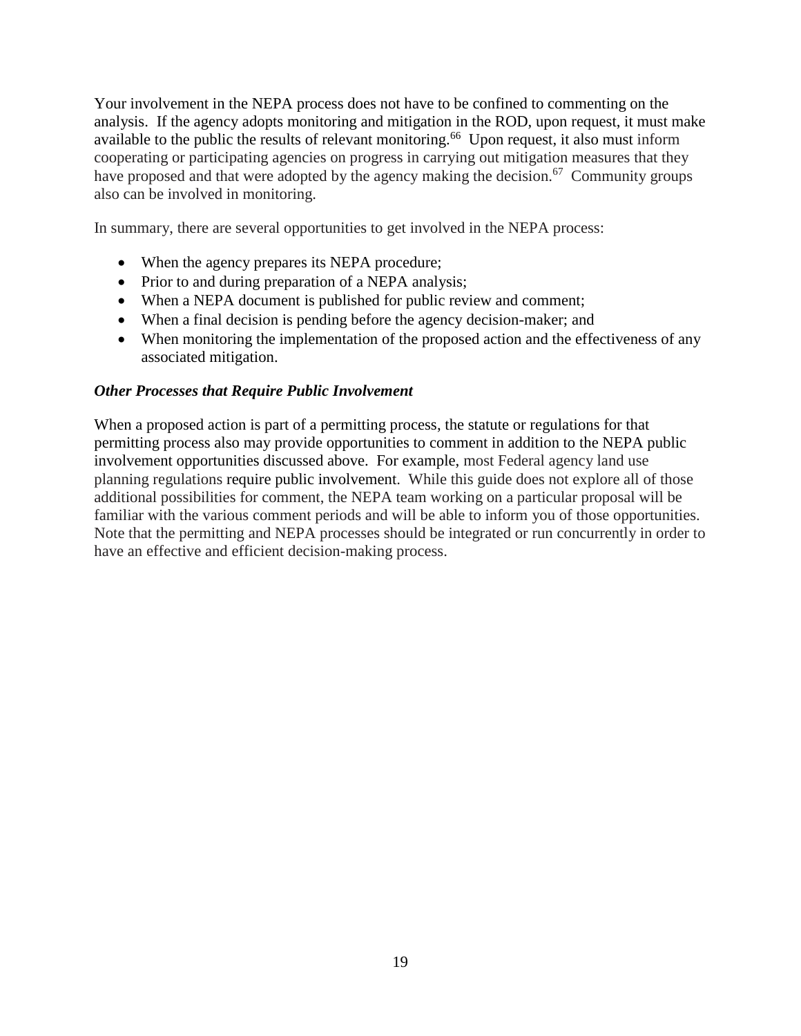Your involvement in the NEPA process does not have to be confined to commenting on the analysis. If the agency adopts monitoring and mitigation in the ROD, upon request, it must make available to the public the results of relevant monitoring.[66] Upon request, it also must inform cooperating or participating agencies on progress in carrying out mitigation measures that they have proposed and that were adopted by the agency making the decision.[67] Community groups also can be involved in monitoring.

In summary, there are several opportunities to get involved in the NEPA process:

- When the agency prepares its NEPA procedure;
- Prior to and during preparation of a NEPA analysis;
- When a NEPA document is published for public review and comment;
- When a final decision is pending before the agency decision-maker; and
- When monitoring the implementation of the proposed action and the effectiveness of any associated mitigation.

***Other Processes that Require Public Involvement***

When a proposed action is part of a permitting process, the statute or regulations for that permitting process also may provide opportunities to comment in addition to the NEPA public involvement opportunities discussed above. For example, most Federal agency land use planning regulations require public involvement. While this guide does not explore all of those additional possibilities for comment, the NEPA team working on a particular proposal will be familiar with the various comment periods and will be able to inform you of those opportunities. Note that the permitting and NEPA processes should be integrated or run concurrently in order to have an effective and efficient decision-making process.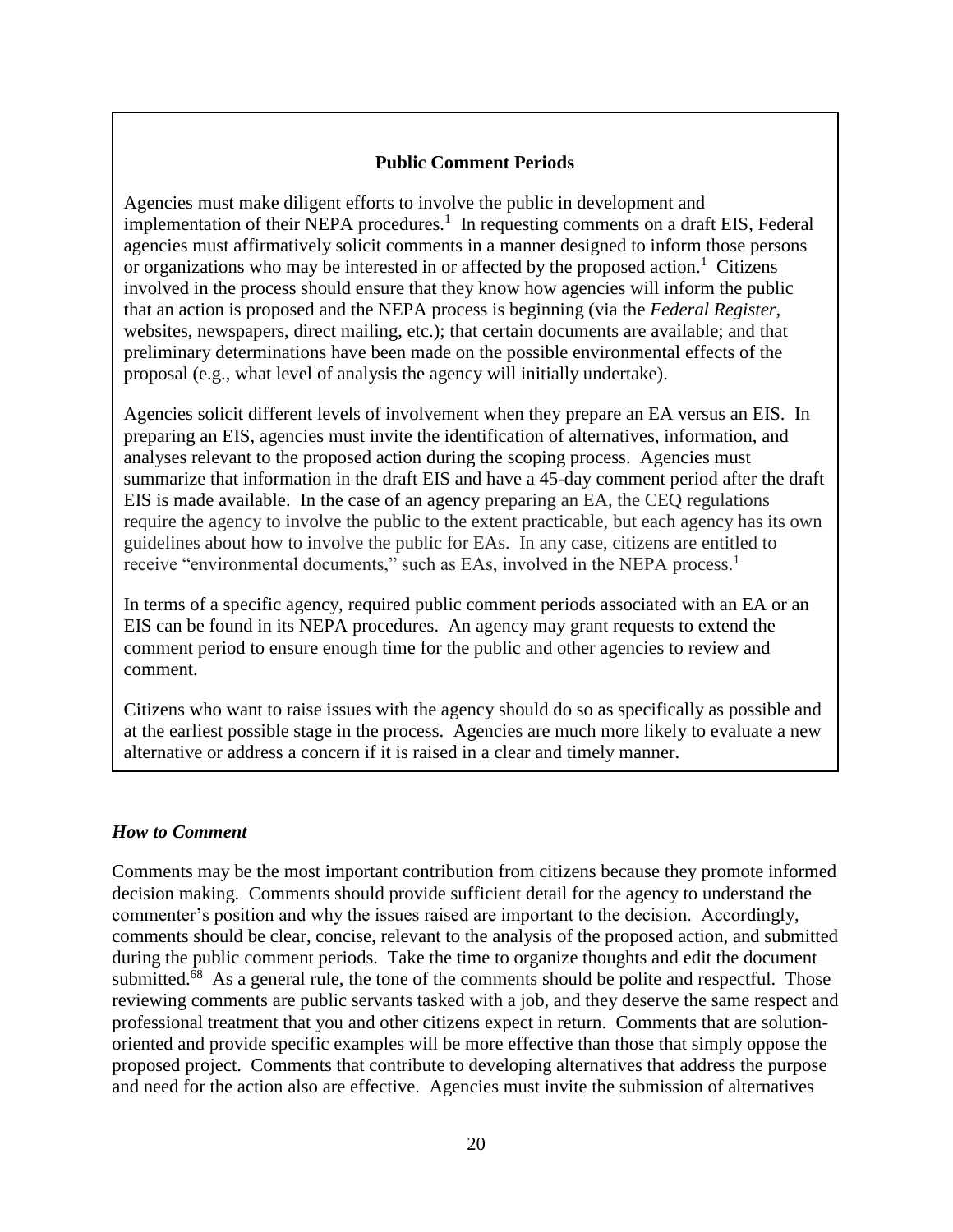## Public Comment Periods

Agencies must make diligent efforts to involve the public in development and implementation of their NEPA procedures.[1] In requesting comments on a draft EIS, Federal agencies must affirmatively solicit comments in a manner designed to inform those persons or organizations who may be interested in or affected by the proposed action.[1] Citizens involved in the process should ensure that they know how agencies will inform the public that an action is proposed and the NEPA process is beginning (via the *Federal Register*, websites, newspapers, direct mailing, etc.); that certain documents are available; and that preliminary determinations have been made on the possible environmental effects of the proposal (e.g., what level of analysis the agency will initially undertake).

Agencies solicit different levels of involvement when they prepare an EA versus an EIS. In preparing an EIS, agencies must invite the identification of alternatives, information, and analyses relevant to the proposed action during the scoping process. Agencies must summarize that information in the draft EIS and have a 45-day comment period after the draft EIS is made available. In the case of an agency preparing an EA, the CEQ regulations require the agency to involve the public to the extent practicable, but each agency has its own guidelines about how to involve the public for EAs. In any case, citizens are entitled to receive "environmental documents," such as EAs, involved in the NEPA process.[1]

In terms of a specific agency, required public comment periods associated with an EA or an EIS can be found in its NEPA procedures. An agency may grant requests to extend the comment period to ensure enough time for the public and other agencies to review and comment.

Citizens who want to raise issues with the agency should do so as specifically as possible and at the earliest possible stage in the process. Agencies are much more likely to evaluate a new alternative or address a concern if it is raised in a clear and timely manner.

### *How to Comment*

Comments may be the most important contribution from citizens because they promote informed decision making. Comments should provide sufficient detail for the agency to understand the commenter's position and why the issues raised are important to the decision. Accordingly, comments should be clear, concise, relevant to the analysis of the proposed action, and submitted during the public comment periods. Take the time to organize thoughts and edit the document submitted.[68] As a general rule, the tone of the comments should be polite and respectful. Those reviewing comments are public servants tasked with a job, and they deserve the same respect and professional treatment that you and other citizens expect in return. Comments that are solution-oriented and provide specific examples will be more effective than those that simply oppose the proposed project. Comments that contribute to developing alternatives that address the purpose and need for the action also are effective. Agencies must invite the submission of alternatives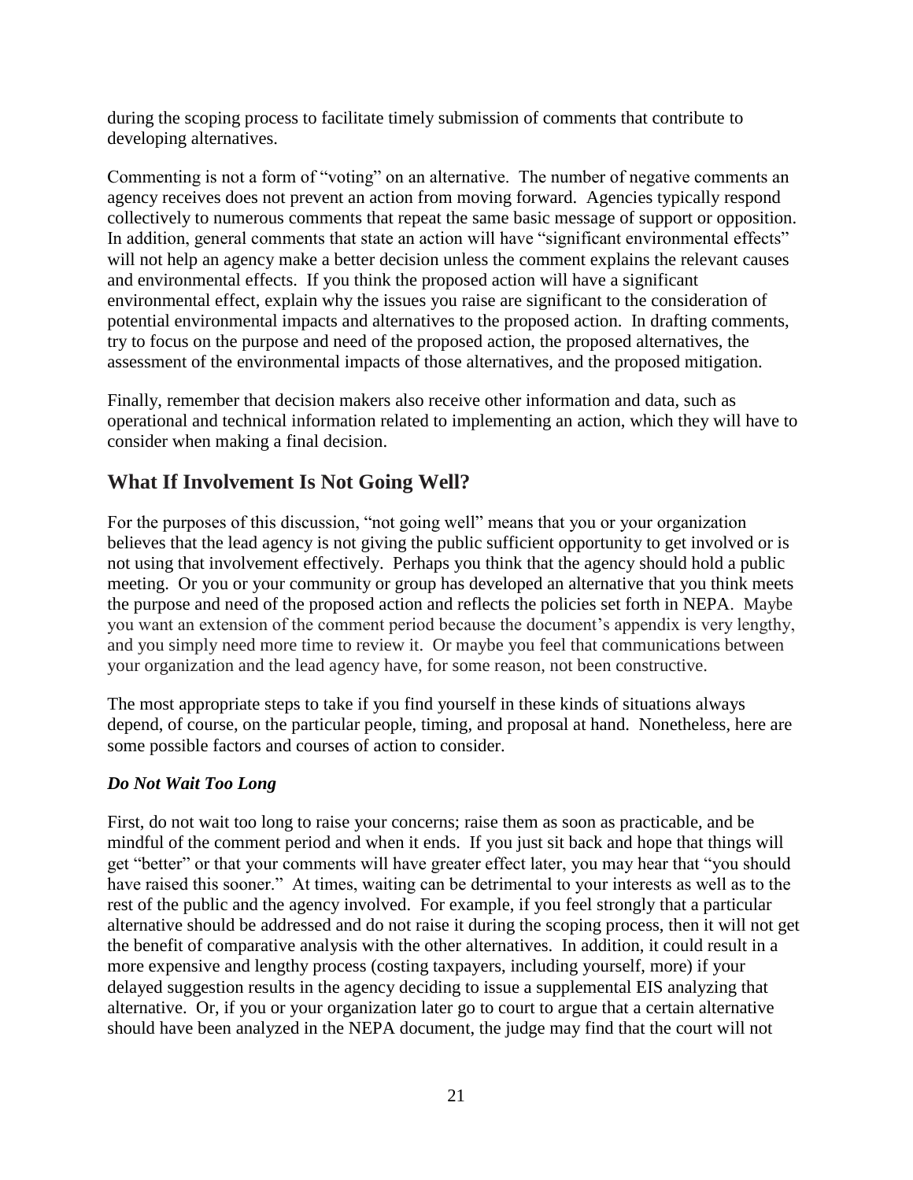during the scoping process to facilitate timely submission of comments that contribute to developing alternatives.

Commenting is not a form of "voting" on an alternative. The number of negative comments an agency receives does not prevent an action from moving forward. Agencies typically respond collectively to numerous comments that repeat the same basic message of support or opposition. In addition, general comments that state an action will have "significant environmental effects" will not help an agency make a better decision unless the comment explains the relevant causes and environmental effects. If you think the proposed action will have a significant environmental effect, explain why the issues you raise are significant to the consideration of potential environmental impacts and alternatives to the proposed action. In drafting comments, try to focus on the purpose and need of the proposed action, the proposed alternatives, the assessment of the environmental impacts of those alternatives, and the proposed mitigation.

Finally, remember that decision makers also receive other information and data, such as operational and technical information related to implementing an action, which they will have to consider when making a final decision.

## What If Involvement Is Not Going Well?

For the purposes of this discussion, "not going well" means that you or your organization believes that the lead agency is not giving the public sufficient opportunity to get involved or is not using that involvement effectively. Perhaps you think that the agency should hold a public meeting. Or you or your community or group has developed an alternative that you think meets the purpose and need of the proposed action and reflects the policies set forth in NEPA. Maybe you want an extension of the comment period because the document's appendix is very lengthy, and you simply need more time to review it. Or maybe you feel that communications between your organization and the lead agency have, for some reason, not been constructive.

The most appropriate steps to take if you find yourself in these kinds of situations always depend, of course, on the particular people, timing, and proposal at hand. Nonetheless, here are some possible factors and courses of action to consider.

### *Do Not Wait Too Long*

First, do not wait too long to raise your concerns; raise them as soon as practicable, and be mindful of the comment period and when it ends. If you just sit back and hope that things will get "better" or that your comments will have greater effect later, you may hear that "you should have raised this sooner." At times, waiting can be detrimental to your interests as well as to the rest of the public and the agency involved. For example, if you feel strongly that a particular alternative should be addressed and do not raise it during the scoping process, then it will not get the benefit of comparative analysis with the other alternatives. In addition, it could result in a more expensive and lengthy process (costing taxpayers, including yourself, more) if your delayed suggestion results in the agency deciding to issue a supplemental EIS analyzing that alternative. Or, if you or your organization later go to court to argue that a certain alternative should have been analyzed in the NEPA document, the judge may find that the court will not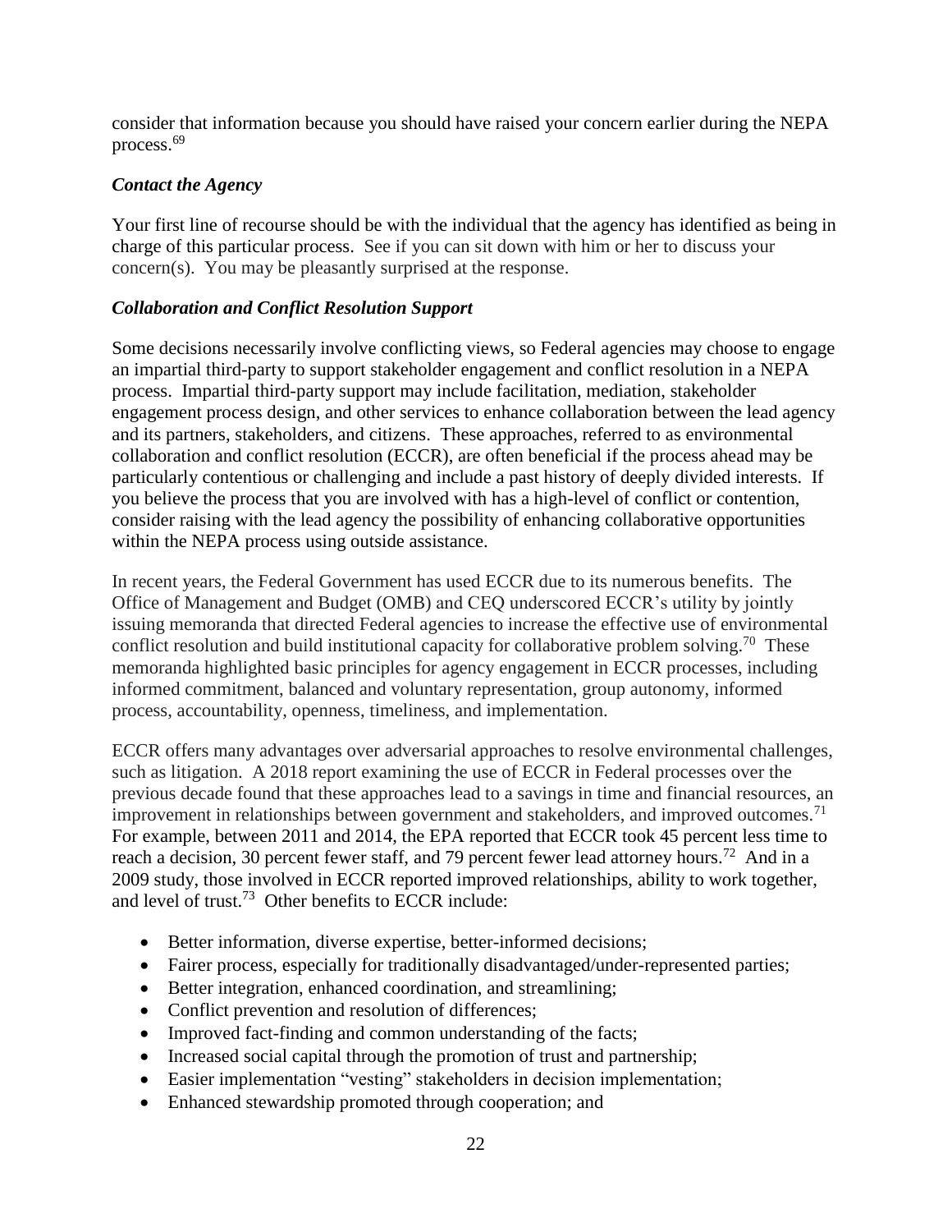consider that information because you should have raised your concern earlier during the NEPA process.[69]

### *Contact the Agency*

Your first line of recourse should be with the individual that the agency has identified as being in charge of this particular process. See if you can sit down with him or her to discuss your concern(s). You may be pleasantly surprised at the response.

### *Collaboration and Conflict Resolution Support*

Some decisions necessarily involve conflicting views, so Federal agencies may choose to engage an impartial third-party to support stakeholder engagement and conflict resolution in a NEPA process. Impartial third-party support may include facilitation, mediation, stakeholder engagement process design, and other services to enhance collaboration between the lead agency and its partners, stakeholders, and citizens. These approaches, referred to as environmental collaboration and conflict resolution (ECCR), are often beneficial if the process ahead may be particularly contentious or challenging and include a past history of deeply divided interests. If you believe the process that you are involved with has a high-level of conflict or contention, consider raising with the lead agency the possibility of enhancing collaborative opportunities within the NEPA process using outside assistance.

In recent years, the Federal Government has used ECCR due to its numerous benefits. The Office of Management and Budget (OMB) and CEQ underscored ECCR's utility by jointly issuing memoranda that directed Federal agencies to increase the effective use of environmental conflict resolution and build institutional capacity for collaborative problem solving.[70] These memoranda highlighted basic principles for agency engagement in ECCR processes, including informed commitment, balanced and voluntary representation, group autonomy, informed process, accountability, openness, timeliness, and implementation.

ECCR offers many advantages over adversarial approaches to resolve environmental challenges, such as litigation. A 2018 report examining the use of ECCR in Federal processes over the previous decade found that these approaches lead to a savings in time and financial resources, an improvement in relationships between government and stakeholders, and improved outcomes.[71] For example, between 2011 and 2014, the EPA reported that ECCR took 45 percent less time to reach a decision, 30 percent fewer staff, and 79 percent fewer lead attorney hours.[72] And in a 2009 study, those involved in ECCR reported improved relationships, ability to work together, and level of trust.[73] Other benefits to ECCR include:

- Better information, diverse expertise, better-informed decisions;
- Fairer process, especially for traditionally disadvantaged/under-represented parties;
- Better integration, enhanced coordination, and streamlining;
- Conflict prevention and resolution of differences;
- Improved fact-finding and common understanding of the facts;
- Increased social capital through the promotion of trust and partnership;
- Easier implementation "vesting" stakeholders in decision implementation;
- Enhanced stewardship promoted through cooperation; and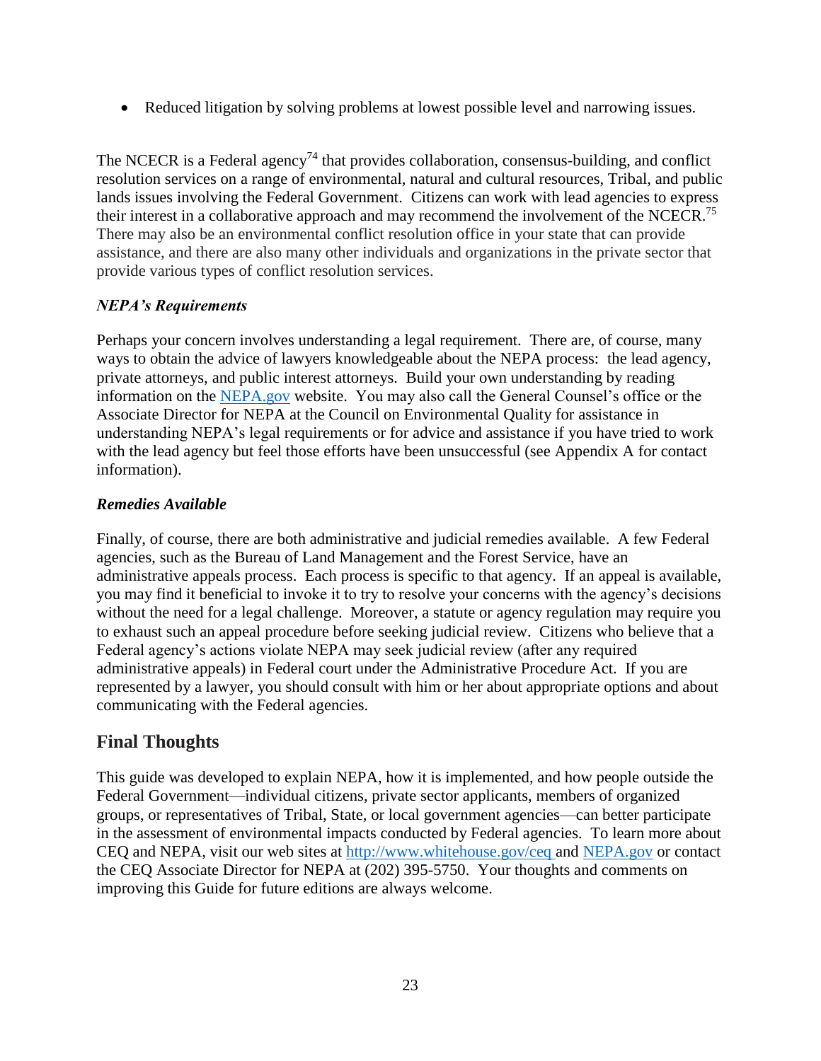- Reduced litigation by solving problems at lowest possible level and narrowing issues.

The NCECR is a Federal agency[74] that provides collaboration, consensus-building, and conflict resolution services on a range of environmental, natural and cultural resources, Tribal, and public lands issues involving the Federal Government. Citizens can work with lead agencies to express their interest in a collaborative approach and may recommend the involvement of the NCECR.[75] There may also be an environmental conflict resolution office in your state that can provide assistance, and there are also many other individuals and organizations in the private sector that provide various types of conflict resolution services.

### *NEPA's Requirements*

Perhaps your concern involves understanding a legal requirement. There are, of course, many ways to obtain the advice of lawyers knowledgeable about the NEPA process: the lead agency, private attorneys, and public interest attorneys. Build your own understanding by reading information on the NEPA.gov website. You may also call the General Counsel's office or the Associate Director for NEPA at the Council on Environmental Quality for assistance in understanding NEPA's legal requirements or for advice and assistance if you have tried to work with the lead agency but feel those efforts have been unsuccessful (see Appendix A for contact information).

### *Remedies Available*

Finally, of course, there are both administrative and judicial remedies available. A few Federal agencies, such as the Bureau of Land Management and the Forest Service, have an administrative appeals process. Each process is specific to that agency. If an appeal is available, you may find it beneficial to invoke it to try to resolve your concerns with the agency's decisions without the need for a legal challenge. Moreover, a statute or agency regulation may require you to exhaust such an appeal procedure before seeking judicial review. Citizens who believe that a Federal agency's actions violate NEPA may seek judicial review (after any required administrative appeals) in Federal court under the Administrative Procedure Act. If you are represented by a lawyer, you should consult with him or her about appropriate options and about communicating with the Federal agencies.

## Final Thoughts

This guide was developed to explain NEPA, how it is implemented, and how people outside the Federal Government—individual citizens, private sector applicants, members of organized groups, or representatives of Tribal, State, or local government agencies—can better participate in the assessment of environmental impacts conducted by Federal agencies. To learn more about CEQ and NEPA, visit our web sites at http://www.whitehouse.gov/ceq and NEPA.gov or contact the CEQ Associate Director for NEPA at (202) 395-5750. Your thoughts and comments on improving this Guide for future editions are always welcome.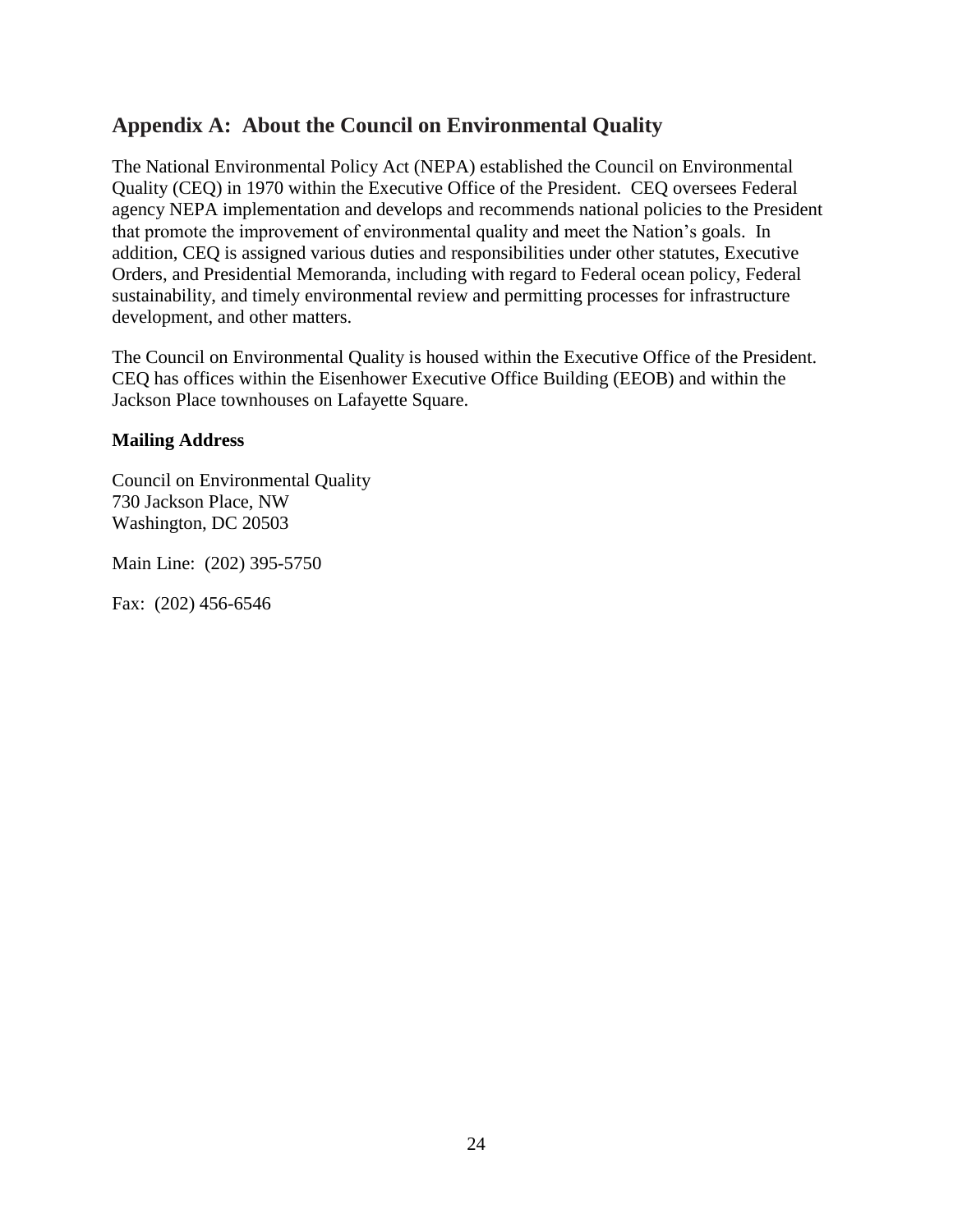## Appendix A: About the Council on Environmental Quality

The National Environmental Policy Act (NEPA) established the Council on Environmental Quality (CEQ) in 1970 within the Executive Office of the President. CEQ oversees Federal agency NEPA implementation and develops and recommends national policies to the President that promote the improvement of environmental quality and meet the Nation's goals. In addition, CEQ is assigned various duties and responsibilities under other statutes, Executive Orders, and Presidential Memoranda, including with regard to Federal ocean policy, Federal sustainability, and timely environmental review and permitting processes for infrastructure development, and other matters.

The Council on Environmental Quality is housed within the Executive Office of the President. CEQ has offices within the Eisenhower Executive Office Building (EEOB) and within the Jackson Place townhouses on Lafayette Square.

**Mailing Address**

Council on Environmental Quality
730 Jackson Place, NW
Washington, DC 20503

Main Line: (202) 395-5750

Fax: (202) 456-6546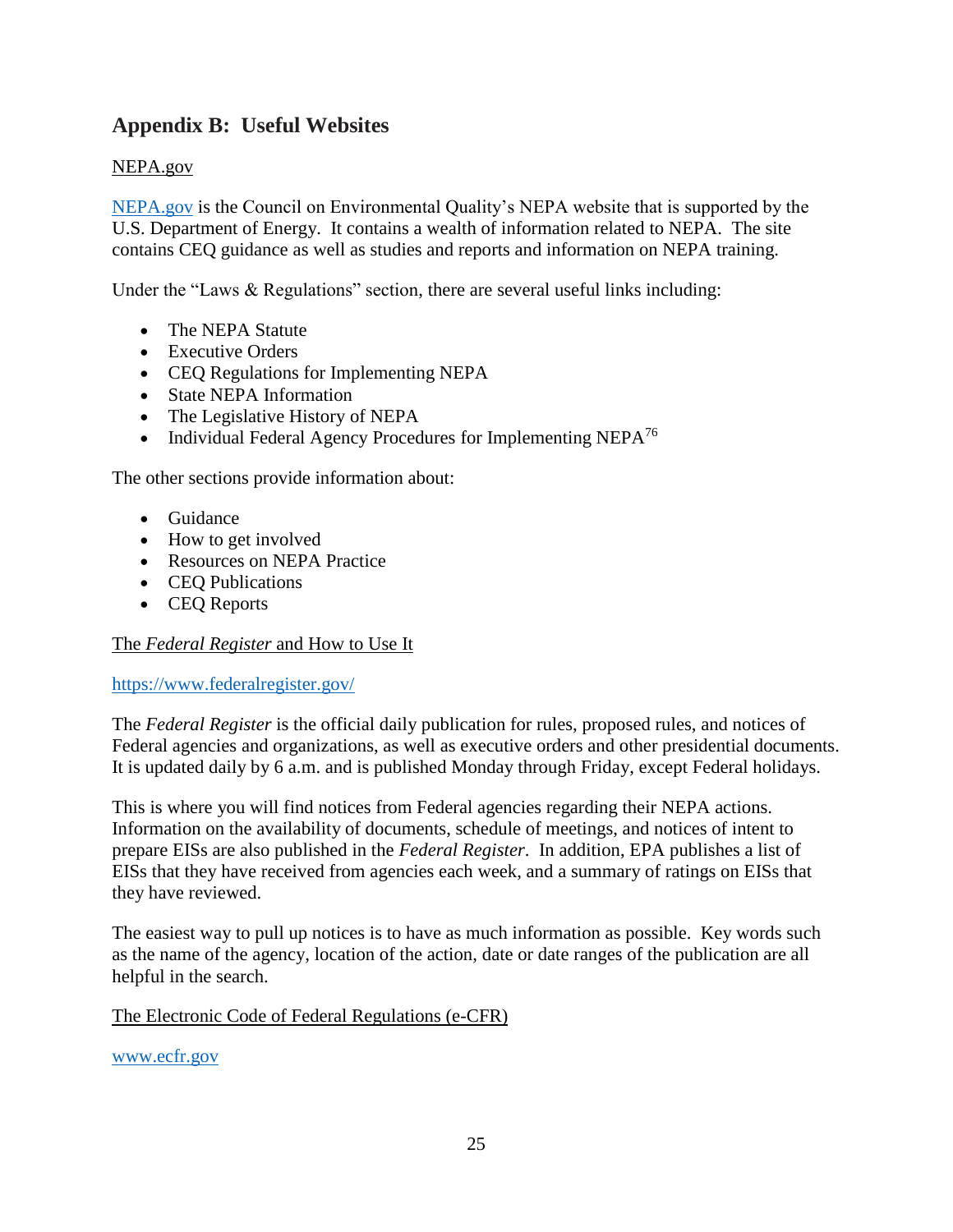## Appendix B: Useful Websites

NEPA.gov

NEPA.gov is the Council on Environmental Quality's NEPA website that is supported by the U.S. Department of Energy. It contains a wealth of information related to NEPA. The site contains CEQ guidance as well as studies and reports and information on NEPA training.

Under the "Laws & Regulations" section, there are several useful links including:

- The NEPA Statute
- Executive Orders
- CEQ Regulations for Implementing NEPA
- State NEPA Information
- The Legislative History of NEPA
- Individual Federal Agency Procedures for Implementing NEPA[76]

The other sections provide information about:

- Guidance
- How to get involved
- Resources on NEPA Practice
- CEQ Publications
- CEQ Reports

The *Federal Register* and How to Use It

https://www.federalregister.gov/

The *Federal Register* is the official daily publication for rules, proposed rules, and notices of Federal agencies and organizations, as well as executive orders and other presidential documents. It is updated daily by 6 a.m. and is published Monday through Friday, except Federal holidays.

This is where you will find notices from Federal agencies regarding their NEPA actions. Information on the availability of documents, schedule of meetings, and notices of intent to prepare EISs are also published in the *Federal Register*. In addition, EPA publishes a list of EISs that they have received from agencies each week, and a summary of ratings on EISs that they have reviewed.

The easiest way to pull up notices is to have as much information as possible. Key words such as the name of the agency, location of the action, date or date ranges of the publication are all helpful in the search.

The Electronic Code of Federal Regulations (e-CFR)

www.ecfr.gov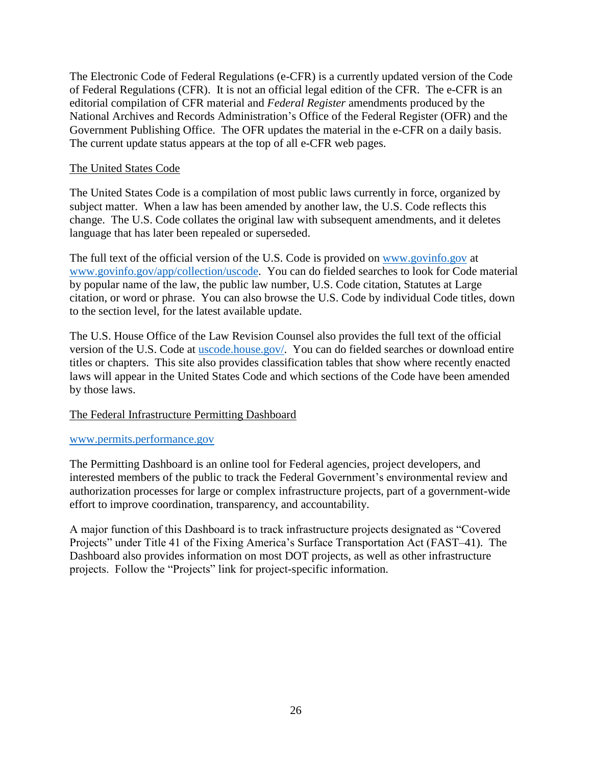The Electronic Code of Federal Regulations (e-CFR) is a currently updated version of the Code of Federal Regulations (CFR). It is not an official legal edition of the CFR. The e-CFR is an editorial compilation of CFR material and *Federal Register* amendments produced by the National Archives and Records Administration's Office of the Federal Register (OFR) and the Government Publishing Office. The OFR updates the material in the e-CFR on a daily basis. The current update status appears at the top of all e-CFR web pages.

<u>The United States Code</u>

The United States Code is a compilation of most public laws currently in force, organized by subject matter. When a law has been amended by another law, the U.S. Code reflects this change. The U.S. Code collates the original law with subsequent amendments, and it deletes language that has later been repealed or superseded.

The full text of the official version of the U.S. Code is provided on [www.govinfo.gov](http://www.govinfo.gov) at [www.govinfo.gov/app/collection/uscode](http://www.govinfo.gov/app/collection/uscode). You can do fielded searches to look for Code material by popular name of the law, the public law number, U.S. Code citation, Statutes at Large citation, or word or phrase. You can also browse the U.S. Code by individual Code titles, down to the section level, for the latest available update.

The U.S. House Office of the Law Revision Counsel also provides the full text of the official version of the U.S. Code at [uscode.house.gov/](http://uscode.house.gov/). You can do fielded searches or download entire titles or chapters. This site also provides classification tables that show where recently enacted laws will appear in the United States Code and which sections of the Code have been amended by those laws.

<u>The Federal Infrastructure Permitting Dashboard</u>

[www.permits.performance.gov](http://www.permits.performance.gov)

The Permitting Dashboard is an online tool for Federal agencies, project developers, and interested members of the public to track the Federal Government's environmental review and authorization processes for large or complex infrastructure projects, part of a government-wide effort to improve coordination, transparency, and accountability.

A major function of this Dashboard is to track infrastructure projects designated as "Covered Projects" under Title 41 of the Fixing America's Surface Transportation Act (FAST–41). The Dashboard also provides information on most DOT projects, as well as other infrastructure projects. Follow the "Projects" link for project-specific information.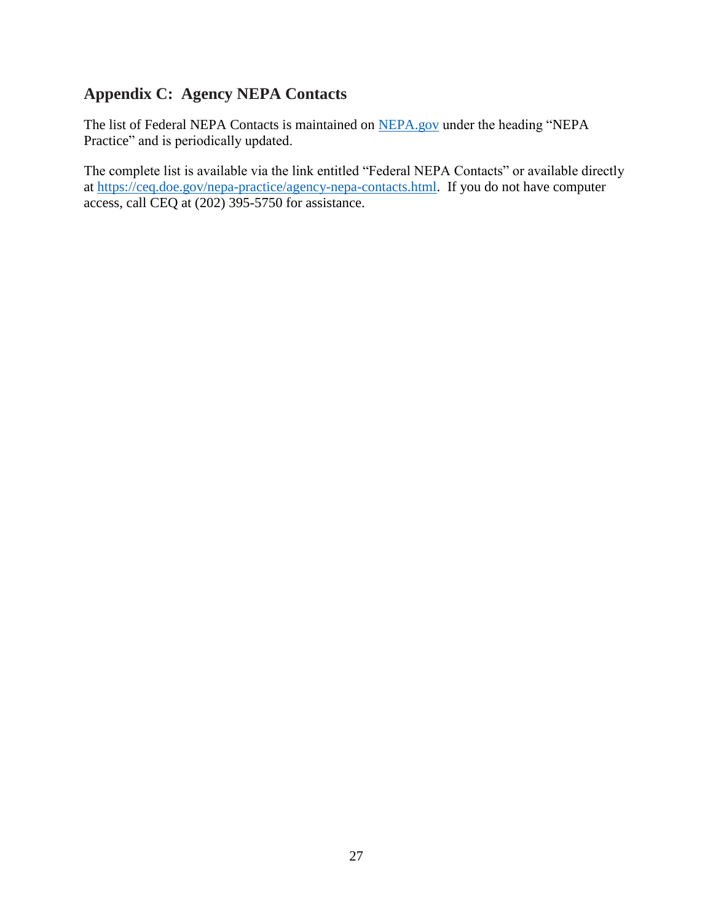## Appendix C: Agency NEPA Contacts

The list of Federal NEPA Contacts is maintained on [NEPA.gov](NEPA.gov) under the heading "NEPA Practice" and is periodically updated.

The complete list is available via the link entitled "Federal NEPA Contacts" or available directly at [https://ceq.doe.gov/nepa-practice/agency-nepa-contacts.html](https://ceq.doe.gov/nepa-practice/agency-nepa-contacts.html). If you do not have computer access, call CEQ at (202) 395-5750 for assistance.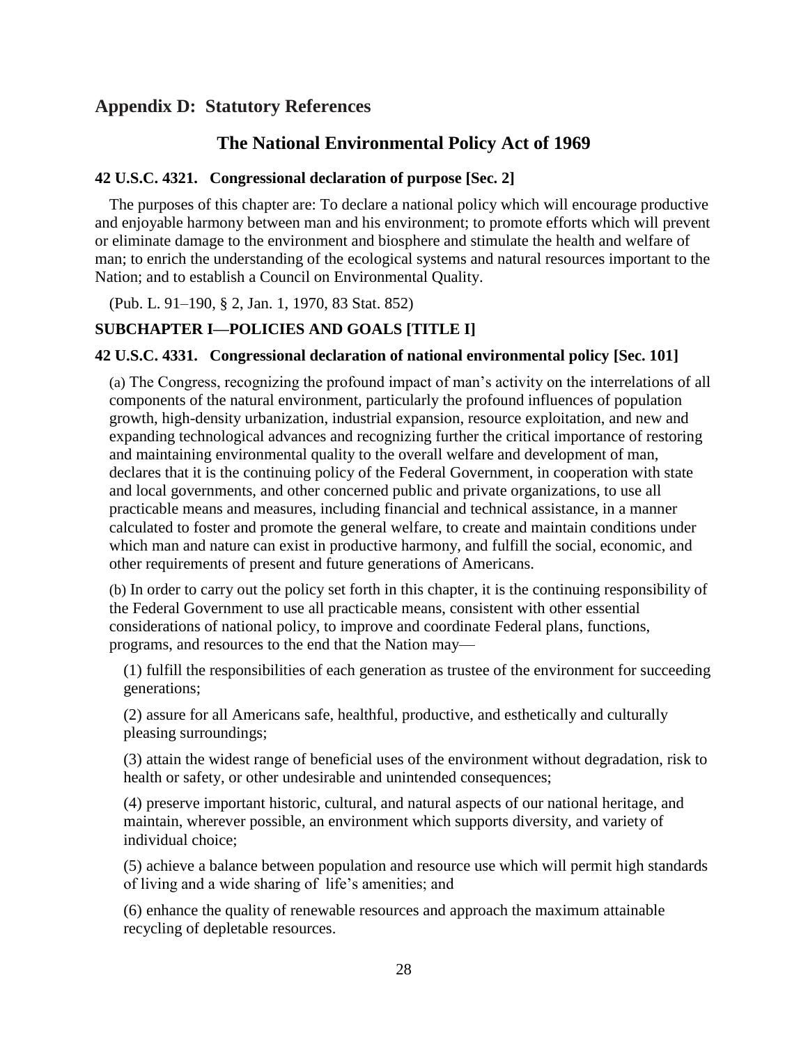## Appendix D: Statutory References

### The National Environmental Policy Act of 1969

#### 42 U.S.C. 4321. Congressional declaration of purpose [Sec. 2]

The purposes of this chapter are: To declare a national policy which will encourage productive and enjoyable harmony between man and his environment; to promote efforts which will prevent or eliminate damage to the environment and biosphere and stimulate the health and welfare of man; to enrich the understanding of the ecological systems and natural resources important to the Nation; and to establish a Council on Environmental Quality.

(Pub. L. 91–190, § 2, Jan. 1, 1970, 83 Stat. 852)

#### SUBCHAPTER I—POLICIES AND GOALS [TITLE I]

#### 42 U.S.C. 4331. Congressional declaration of national environmental policy [Sec. 101]

(a) The Congress, recognizing the profound impact of man's activity on the interrelations of all components of the natural environment, particularly the profound influences of population growth, high-density urbanization, industrial expansion, resource exploitation, and new and expanding technological advances and recognizing further the critical importance of restoring and maintaining environmental quality to the overall welfare and development of man, declares that it is the continuing policy of the Federal Government, in cooperation with state and local governments, and other concerned public and private organizations, to use all practicable means and measures, including financial and technical assistance, in a manner calculated to foster and promote the general welfare, to create and maintain conditions under which man and nature can exist in productive harmony, and fulfill the social, economic, and other requirements of present and future generations of Americans.

(b) In order to carry out the policy set forth in this chapter, it is the continuing responsibility of the Federal Government to use all practicable means, consistent with other essential considerations of national policy, to improve and coordinate Federal plans, functions, programs, and resources to the end that the Nation may—

(1) fulfill the responsibilities of each generation as trustee of the environment for succeeding generations;

(2) assure for all Americans safe, healthful, productive, and esthetically and culturally pleasing surroundings;

(3) attain the widest range of beneficial uses of the environment without degradation, risk to health or safety, or other undesirable and unintended consequences;

(4) preserve important historic, cultural, and natural aspects of our national heritage, and maintain, wherever possible, an environment which supports diversity, and variety of individual choice;

(5) achieve a balance between population and resource use which will permit high standards of living and a wide sharing of life's amenities; and

(6) enhance the quality of renewable resources and approach the maximum attainable recycling of depletable resources.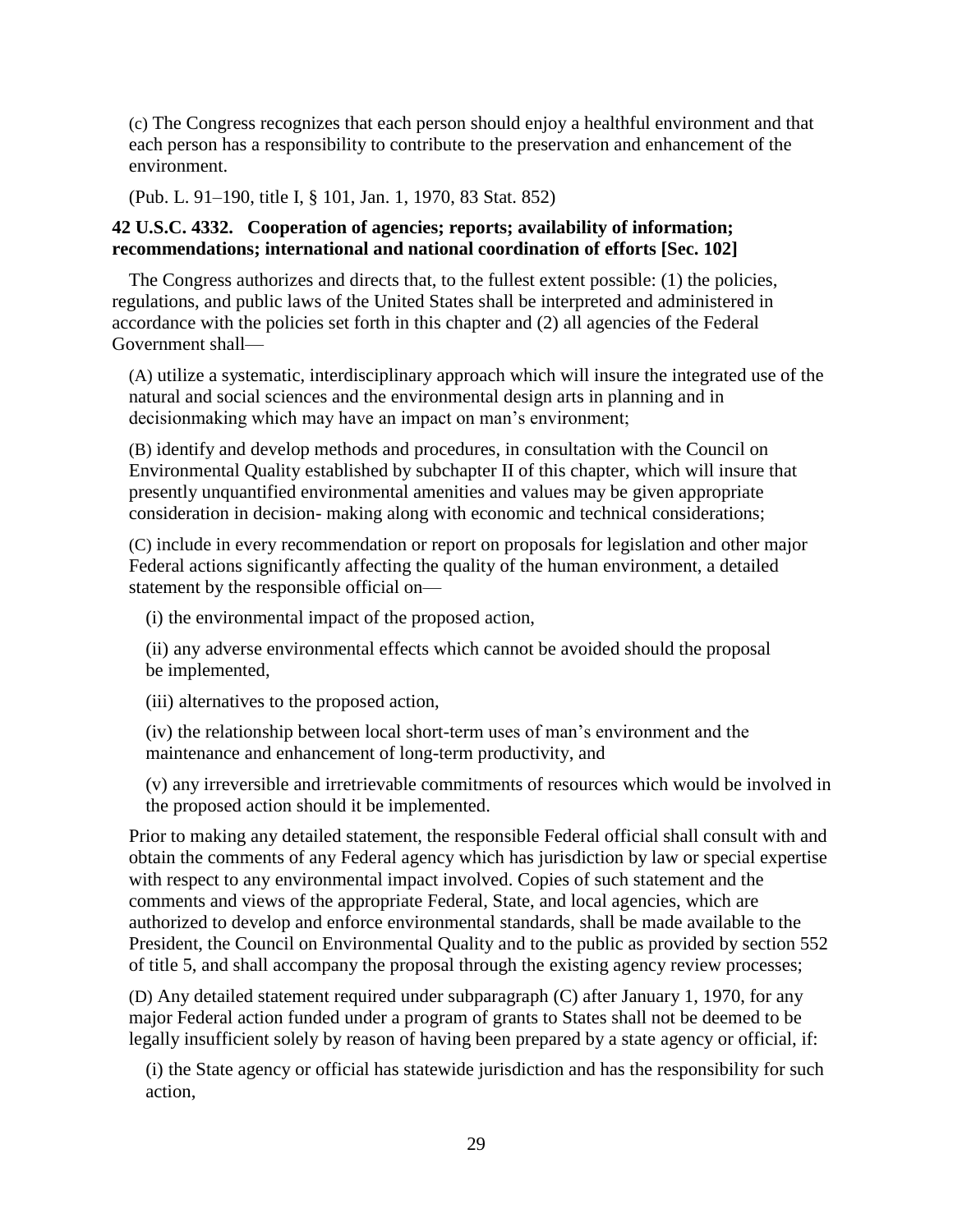(c) The Congress recognizes that each person should enjoy a healthful environment and that each person has a responsibility to contribute to the preservation and enhancement of the environment.

(Pub. L. 91–190, title I, § 101, Jan. 1, 1970, 83 Stat. 852)

**42 U.S.C. 4332. Cooperation of agencies; reports; availability of information; recommendations; international and national coordination of efforts [Sec. 102]**

The Congress authorizes and directs that, to the fullest extent possible: (1) the policies, regulations, and public laws of the United States shall be interpreted and administered in accordance with the policies set forth in this chapter and (2) all agencies of the Federal Government shall—

(A) utilize a systematic, interdisciplinary approach which will insure the integrated use of the natural and social sciences and the environmental design arts in planning and in decisionmaking which may have an impact on man's environment;

(B) identify and develop methods and procedures, in consultation with the Council on Environmental Quality established by subchapter II of this chapter, which will insure that presently unquantified environmental amenities and values may be given appropriate consideration in decision- making along with economic and technical considerations;

(C) include in every recommendation or report on proposals for legislation and other major Federal actions significantly affecting the quality of the human environment, a detailed statement by the responsible official on—

(i) the environmental impact of the proposed action,

(ii) any adverse environmental effects which cannot be avoided should the proposal be implemented,

(iii) alternatives to the proposed action,

(iv) the relationship between local short-term uses of man's environment and the maintenance and enhancement of long-term productivity, and

(v) any irreversible and irretrievable commitments of resources which would be involved in the proposed action should it be implemented.

Prior to making any detailed statement, the responsible Federal official shall consult with and obtain the comments of any Federal agency which has jurisdiction by law or special expertise with respect to any environmental impact involved. Copies of such statement and the comments and views of the appropriate Federal, State, and local agencies, which are authorized to develop and enforce environmental standards, shall be made available to the President, the Council on Environmental Quality and to the public as provided by section 552 of title 5, and shall accompany the proposal through the existing agency review processes;

(D) Any detailed statement required under subparagraph (C) after January 1, 1970, for any major Federal action funded under a program of grants to States shall not be deemed to be legally insufficient solely by reason of having been prepared by a state agency or official, if:

(i) the State agency or official has statewide jurisdiction and has the responsibility for such action,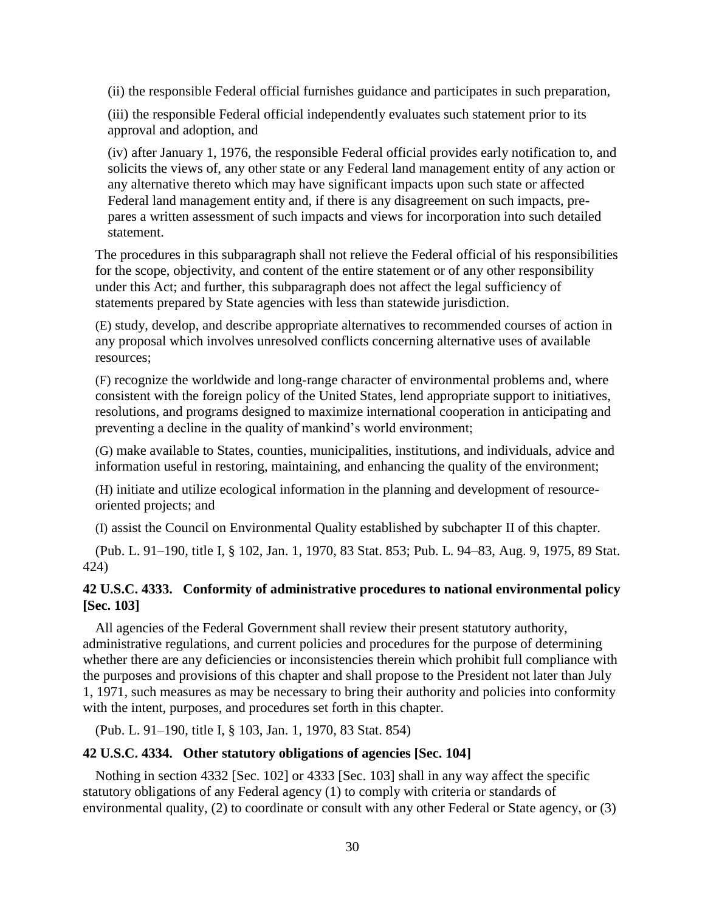(ii) the responsible Federal official furnishes guidance and participates in such preparation,

(iii) the responsible Federal official independently evaluates such statement prior to its approval and adoption, and

(iv) after January 1, 1976, the responsible Federal official provides early notification to, and solicits the views of, any other state or any Federal land management entity of any action or any alternative thereto which may have significant impacts upon such state or affected Federal land management entity and, if there is any disagreement on such impacts, prepares a written assessment of such impacts and views for incorporation into such detailed statement.

The procedures in this subparagraph shall not relieve the Federal official of his responsibilities for the scope, objectivity, and content of the entire statement or of any other responsibility under this Act; and further, this subparagraph does not affect the legal sufficiency of statements prepared by State agencies with less than statewide jurisdiction.

(E) study, develop, and describe appropriate alternatives to recommended courses of action in any proposal which involves unresolved conflicts concerning alternative uses of available resources;

(F) recognize the worldwide and long-range character of environmental problems and, where consistent with the foreign policy of the United States, lend appropriate support to initiatives, resolutions, and programs designed to maximize international cooperation in anticipating and preventing a decline in the quality of mankind's world environment;

(G) make available to States, counties, municipalities, institutions, and individuals, advice and information useful in restoring, maintaining, and enhancing the quality of the environment;

(H) initiate and utilize ecological information in the planning and development of resource-oriented projects; and

(I) assist the Council on Environmental Quality established by subchapter II of this chapter.

(Pub. L. 91–190, title I, § 102, Jan. 1, 1970, 83 Stat. 853; Pub. L. 94–83, Aug. 9, 1975, 89 Stat. 424)

### 42 U.S.C. 4333. Conformity of administrative procedures to national environmental policy [Sec. 103]

All agencies of the Federal Government shall review their present statutory authority, administrative regulations, and current policies and procedures for the purpose of determining whether there are any deficiencies or inconsistencies therein which prohibit full compliance with the purposes and provisions of this chapter and shall propose to the President not later than July 1, 1971, such measures as may be necessary to bring their authority and policies into conformity with the intent, purposes, and procedures set forth in this chapter.

(Pub. L. 91–190, title I, § 103, Jan. 1, 1970, 83 Stat. 854)

### 42 U.S.C. 4334. Other statutory obligations of agencies [Sec. 104]

Nothing in section 4332 [Sec. 102] or 4333 [Sec. 103] shall in any way affect the specific statutory obligations of any Federal agency (1) to comply with criteria or standards of environmental quality, (2) to coordinate or consult with any other Federal or State agency, or (3)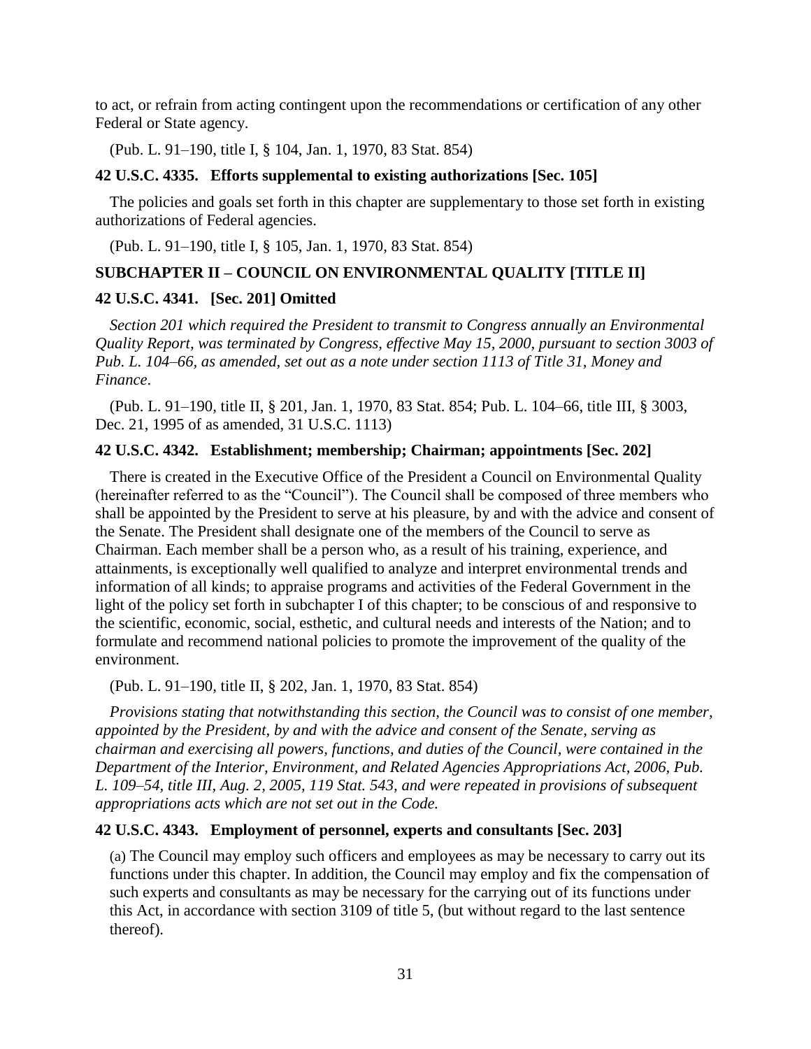to act, or refrain from acting contingent upon the recommendations or certification of any other Federal or State agency.

(Pub. L. 91–190, title I, § 104, Jan. 1, 1970, 83 Stat. 854)

### 42 U.S.C. 4335. Efforts supplemental to existing authorizations [Sec. 105]

The policies and goals set forth in this chapter are supplementary to those set forth in existing authorizations of Federal agencies.

(Pub. L. 91–190, title I, § 105, Jan. 1, 1970, 83 Stat. 854)

## SUBCHAPTER II – COUNCIL ON ENVIRONMENTAL QUALITY [TITLE II]

### 42 U.S.C. 4341. [Sec. 201] Omitted

*Section 201 which required the President to transmit to Congress annually an Environmental Quality Report, was terminated by Congress, effective May 15, 2000, pursuant to section 3003 of Pub. L. 104–66, as amended, set out as a note under section 1113 of Title 31, Money and Finance.*

(Pub. L. 91–190, title II, § 201, Jan. 1, 1970, 83 Stat. 854; Pub. L. 104–66, title III, § 3003, Dec. 21, 1995 of as amended, 31 U.S.C. 1113)

### 42 U.S.C. 4342. Establishment; membership; Chairman; appointments [Sec. 202]

There is created in the Executive Office of the President a Council on Environmental Quality (hereinafter referred to as the "Council"). The Council shall be composed of three members who shall be appointed by the President to serve at his pleasure, by and with the advice and consent of the Senate. The President shall designate one of the members of the Council to serve as Chairman. Each member shall be a person who, as a result of his training, experience, and attainments, is exceptionally well qualified to analyze and interpret environmental trends and information of all kinds; to appraise programs and activities of the Federal Government in the light of the policy set forth in subchapter I of this chapter; to be conscious of and responsive to the scientific, economic, social, esthetic, and cultural needs and interests of the Nation; and to formulate and recommend national policies to promote the improvement of the quality of the environment.

(Pub. L. 91–190, title II, § 202, Jan. 1, 1970, 83 Stat. 854)

*Provisions stating that notwithstanding this section, the Council was to consist of one member, appointed by the President, by and with the advice and consent of the Senate, serving as chairman and exercising all powers, functions, and duties of the Council, were contained in the Department of the Interior, Environment, and Related Agencies Appropriations Act, 2006, Pub. L. 109–54, title III, Aug. 2, 2005, 119 Stat. 543, and were repeated in provisions of subsequent appropriations acts which are not set out in the Code.*

### 42 U.S.C. 4343. Employment of personnel, experts and consultants [Sec. 203]

(a) The Council may employ such officers and employees as may be necessary to carry out its functions under this chapter. In addition, the Council may employ and fix the compensation of such experts and consultants as may be necessary for the carrying out of its functions under this Act, in accordance with section 3109 of title 5, (but without regard to the last sentence thereof).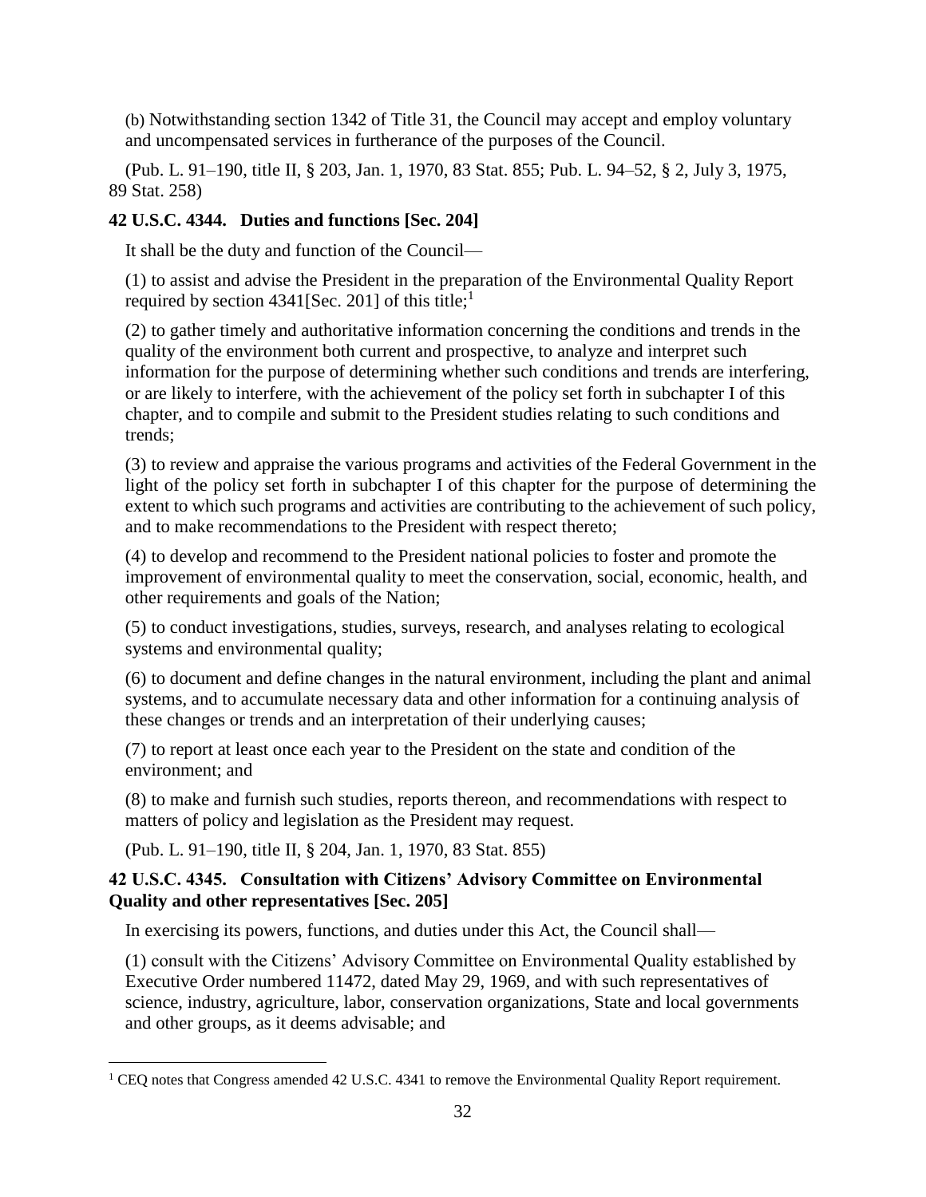(b) Notwithstanding section 1342 of Title 31, the Council may accept and employ voluntary and uncompensated services in furtherance of the purposes of the Council.

(Pub. L. 91–190, title II, § 203, Jan. 1, 1970, 83 Stat. 855; Pub. L. 94–52, § 2, July 3, 1975, 89 Stat. 258)

**42 U.S.C. 4344. Duties and functions [Sec. 204]**

It shall be the duty and function of the Council—

(1) to assist and advise the President in the preparation of the Environmental Quality Report required by section 4341[Sec. 201] of this title;[1]

(2) to gather timely and authoritative information concerning the conditions and trends in the quality of the environment both current and prospective, to analyze and interpret such information for the purpose of determining whether such conditions and trends are interfering, or are likely to interfere, with the achievement of the policy set forth in subchapter I of this chapter, and to compile and submit to the President studies relating to such conditions and trends;

(3) to review and appraise the various programs and activities of the Federal Government in the light of the policy set forth in subchapter I of this chapter for the purpose of determining the extent to which such programs and activities are contributing to the achievement of such policy, and to make recommendations to the President with respect thereto;

(4) to develop and recommend to the President national policies to foster and promote the improvement of environmental quality to meet the conservation, social, economic, health, and other requirements and goals of the Nation;

(5) to conduct investigations, studies, surveys, research, and analyses relating to ecological systems and environmental quality;

(6) to document and define changes in the natural environment, including the plant and animal systems, and to accumulate necessary data and other information for a continuing analysis of these changes or trends and an interpretation of their underlying causes;

(7) to report at least once each year to the President on the state and condition of the environment; and

(8) to make and furnish such studies, reports thereon, and recommendations with respect to matters of policy and legislation as the President may request.

(Pub. L. 91–190, title II, § 204, Jan. 1, 1970, 83 Stat. 855)

**42 U.S.C. 4345. Consultation with Citizens' Advisory Committee on Environmental Quality and other representatives [Sec. 205]**

In exercising its powers, functions, and duties under this Act, the Council shall—

(1) consult with the Citizens' Advisory Committee on Environmental Quality established by Executive Order numbered 11472, dated May 29, 1969, and with such representatives of science, industry, agriculture, labor, conservation organizations, State and local governments and other groups, as it deems advisable; and

[1] CEQ notes that Congress amended 42 U.S.C. 4341 to remove the Environmental Quality Report requirement.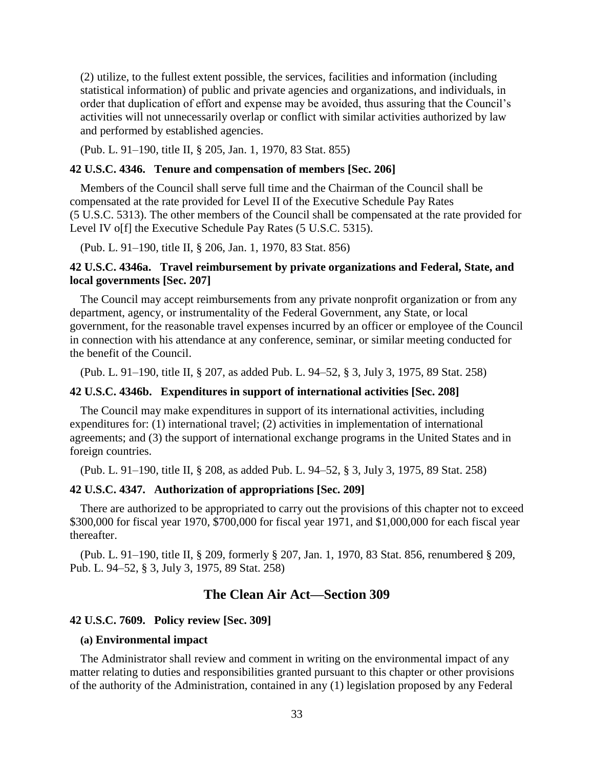(2) utilize, to the fullest extent possible, the services, facilities and information (including statistical information) of public and private agencies and organizations, and individuals, in order that duplication of effort and expense may be avoided, thus assuring that the Council's activities will not unnecessarily overlap or conflict with similar activities authorized by law and performed by established agencies.

(Pub. L. 91–190, title II, § 205, Jan. 1, 1970, 83 Stat. 855)

### 42 U.S.C. 4346. Tenure and compensation of members [Sec. 206]

Members of the Council shall serve full time and the Chairman of the Council shall be compensated at the rate provided for Level II of the Executive Schedule Pay Rates (5 U.S.C. 5313). The other members of the Council shall be compensated at the rate provided for Level IV o[f] the Executive Schedule Pay Rates (5 U.S.C. 5315).

(Pub. L. 91–190, title II, § 206, Jan. 1, 1970, 83 Stat. 856)

### 42 U.S.C. 4346a. Travel reimbursement by private organizations and Federal, State, and local governments [Sec. 207]

The Council may accept reimbursements from any private nonprofit organization or from any department, agency, or instrumentality of the Federal Government, any State, or local government, for the reasonable travel expenses incurred by an officer or employee of the Council in connection with his attendance at any conference, seminar, or similar meeting conducted for the benefit of the Council.

(Pub. L. 91–190, title II, § 207, as added Pub. L. 94–52, § 3, July 3, 1975, 89 Stat. 258)

### 42 U.S.C. 4346b. Expenditures in support of international activities [Sec. 208]

The Council may make expenditures in support of its international activities, including expenditures for: (1) international travel; (2) activities in implementation of international agreements; and (3) the support of international exchange programs in the United States and in foreign countries.

(Pub. L. 91–190, title II, § 208, as added Pub. L. 94–52, § 3, July 3, 1975, 89 Stat. 258)

### 42 U.S.C. 4347. Authorization of appropriations [Sec. 209]

There are authorized to be appropriated to carry out the provisions of this chapter not to exceed $300,000 for fiscal year 1970, $700,000 for fiscal year 1971, and $1,000,000 for each fiscal year thereafter.

(Pub. L. 91–190, title II, § 209, formerly § 207, Jan. 1, 1970, 83 Stat. 856, renumbered § 209, Pub. L. 94–52, § 3, July 3, 1975, 89 Stat. 258)

## The Clean Air Act—Section 309

### 42 U.S.C. 7609. Policy review [Sec. 309]

#### (a) Environmental impact

The Administrator shall review and comment in writing on the environmental impact of any matter relating to duties and responsibilities granted pursuant to this chapter or other provisions of the authority of the Administration, contained in any (1) legislation proposed by any Federal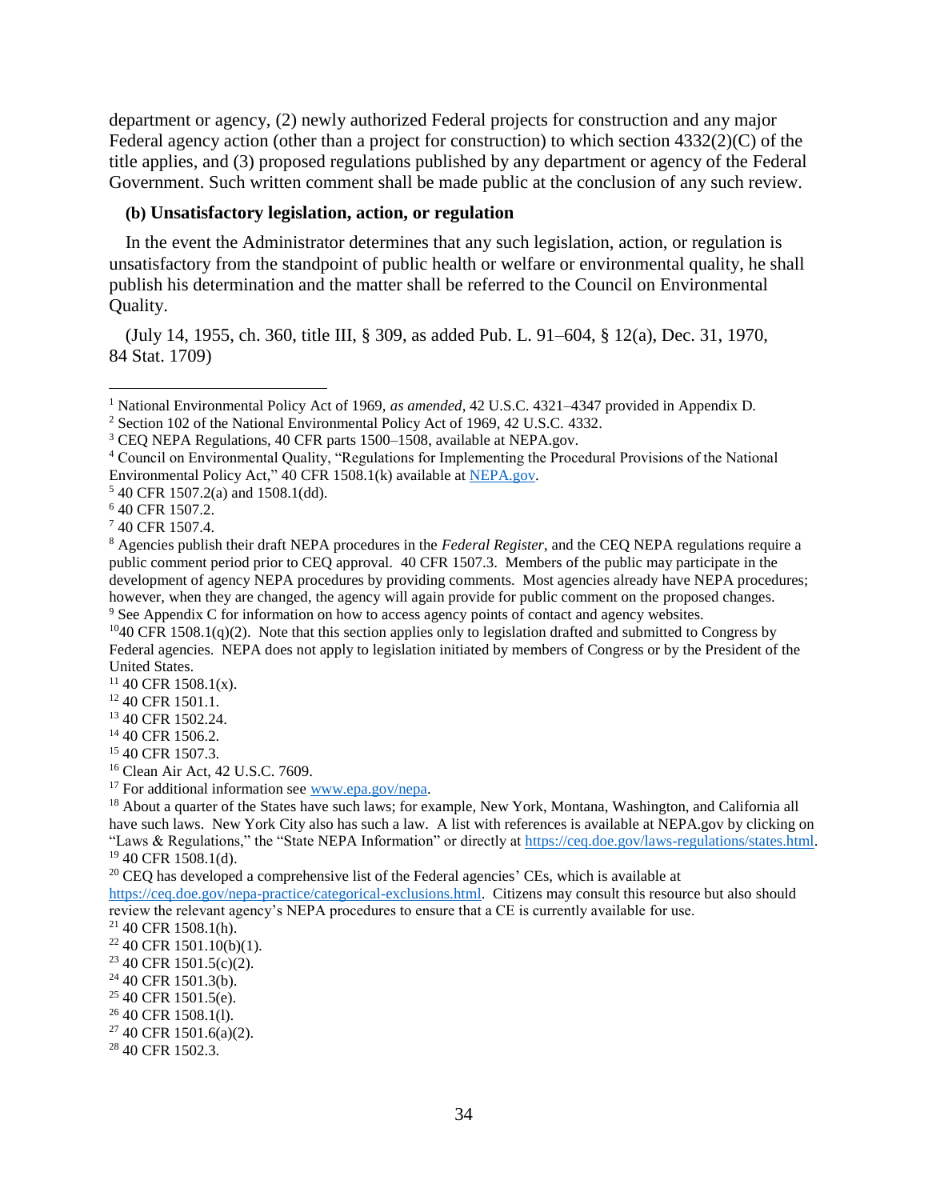department or agency, (2) newly authorized Federal projects for construction and any major Federal agency action (other than a project for construction) to which section 4332(2)(C) of the title applies, and (3) proposed regulations published by any department or agency of the Federal Government. Such written comment shall be made public at the conclusion of any such review.

**(b) Unsatisfactory legislation, action, or regulation**

In the event the Administrator determines that any such legislation, action, or regulation is unsatisfactory from the standpoint of public health or welfare or environmental quality, he shall publish his determination and the matter shall be referred to the Council on Environmental Quality.

(July 14, 1955, ch. 360, title III, § 309, as added Pub. L. 91–604, § 12(a), Dec. 31, 1970, 84 Stat. 1709)

---

[1] National Environmental Policy Act of 1969, *as amended*, 42 U.S.C. 4321–4347 provided in Appendix D.

[2] Section 102 of the National Environmental Policy Act of 1969, 42 U.S.C. 4332.

[3] CEQ NEPA Regulations, 40 CFR parts 1500–1508, available at NEPA.gov.

[4] Council on Environmental Quality, "Regulations for Implementing the Procedural Provisions of the National Environmental Policy Act," 40 CFR 1508.1(k) available at NEPA.gov.

[5] 40 CFR 1507.2(a) and 1508.1(dd).

[6] 40 CFR 1507.2.

[7] 40 CFR 1507.4.

[8] Agencies publish their draft NEPA procedures in the *Federal Register*, and the CEQ NEPA regulations require a public comment period prior to CEQ approval. 40 CFR 1507.3. Members of the public may participate in the development of agency NEPA procedures by providing comments. Most agencies already have NEPA procedures; however, when they are changed, the agency will again provide for public comment on the proposed changes.

[9] See Appendix C for information on how to access agency points of contact and agency websites.

[10] 40 CFR 1508.1(q)(2). Note that this section applies only to legislation drafted and submitted to Congress by Federal agencies. NEPA does not apply to legislation initiated by members of Congress or by the President of the United States.

[11] 40 CFR 1508.1(x).

[12] 40 CFR 1501.1.

[13] 40 CFR 1502.24.

[14] 40 CFR 1506.2.

[15] 40 CFR 1507.3.

[16] Clean Air Act, 42 U.S.C. 7609.

[17] For additional information see www.epa.gov/nepa.

[18] About a quarter of the States have such laws; for example, New York, Montana, Washington, and California all have such laws. New York City also has such a law. A list with references is available at NEPA.gov by clicking on "Laws & Regulations," the "State NEPA Information" or directly at https://ceq.doe.gov/laws-regulations/states.html.

[19] 40 CFR 1508.1(d).

[20] CEQ has developed a comprehensive list of the Federal agencies' CEs, which is available at https://ceq.doe.gov/nepa-practice/categorical-exclusions.html. Citizens may consult this resource but also should review the relevant agency's NEPA procedures to ensure that a CE is currently available for use.

[21] 40 CFR 1508.1(h).

[22] 40 CFR 1501.10(b)(1).

[23] 40 CFR 1501.5(c)(2).

[24] 40 CFR 1501.3(b).

[25] 40 CFR 1501.5(e).

[26] 40 CFR 1508.1(l).

[27] 40 CFR 1501.6(a)(2).

[28] 40 CFR 1502.3.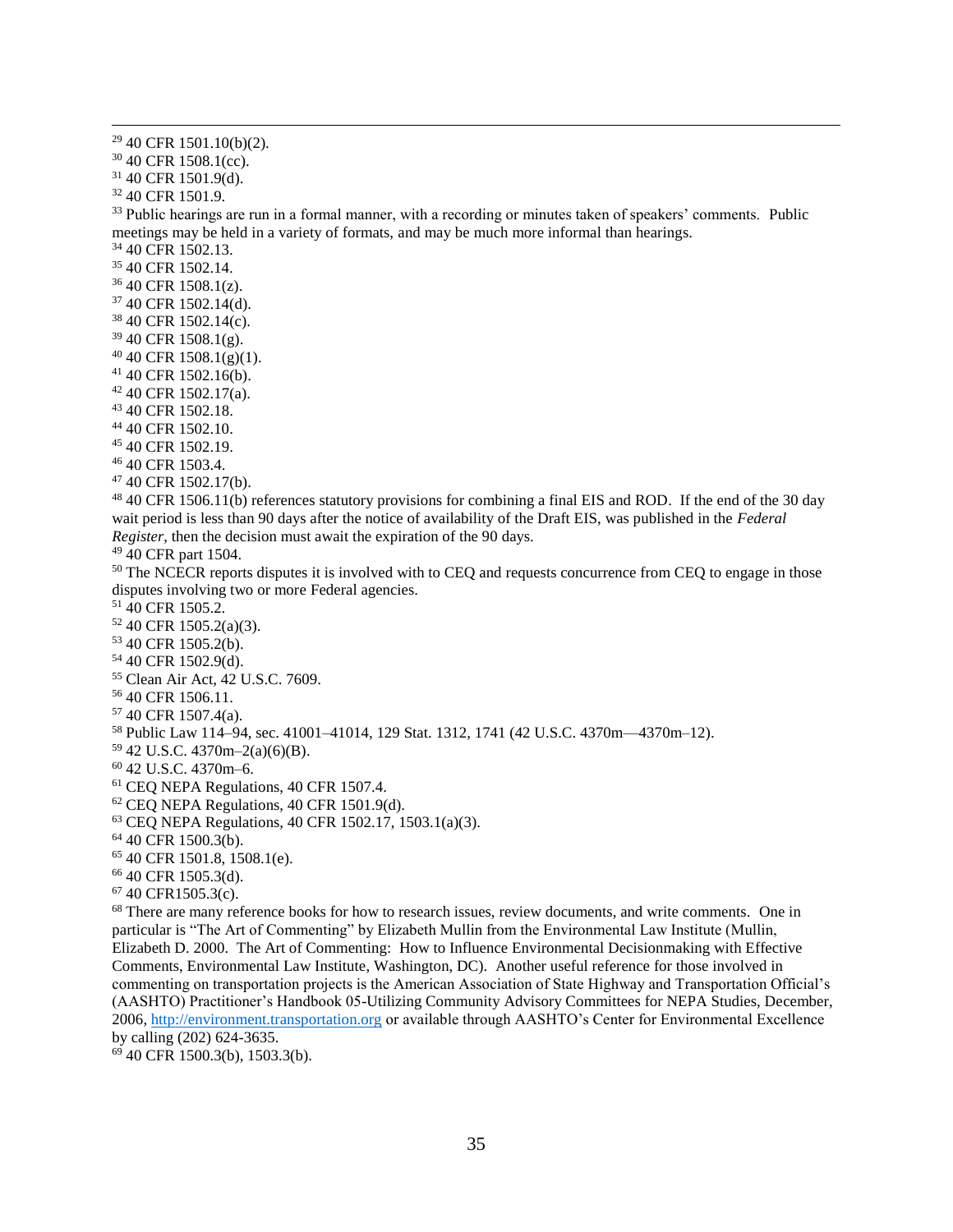[29] 40 CFR 1501.10(b)(2).

[30] 40 CFR 1508.1(cc).

[31] 40 CFR 1501.9(d).

[32] 40 CFR 1501.9.

[33] Public hearings are run in a formal manner, with a recording or minutes taken of speakers' comments. Public meetings may be held in a variety of formats, and may be much more informal than hearings.

[34] 40 CFR 1502.13.

[35] 40 CFR 1502.14.

[36] 40 CFR 1508.1(z).

[37] 40 CFR 1502.14(d).

[38] 40 CFR 1502.14(c).

[39] 40 CFR 1508.1(g).

[40] 40 CFR 1508.1(g)(1).

[41] 40 CFR 1502.16(b).

[42] 40 CFR 1502.17(a).

[43] 40 CFR 1502.18.

[44] 40 CFR 1502.10.

[45] 40 CFR 1502.19.

[46] 40 CFR 1503.4.

[47] 40 CFR 1502.17(b).

[48] 40 CFR 1506.11(b) references statutory provisions for combining a final EIS and ROD. If the end of the 30 day wait period is less than 90 days after the notice of availability of the Draft EIS, was published in the *Federal Register*, then the decision must await the expiration of the 90 days.

[49] 40 CFR part 1504.

[50] The NCECR reports disputes it is involved with to CEQ and requests concurrence from CEQ to engage in those disputes involving two or more Federal agencies.

[51] 40 CFR 1505.2.

[52] 40 CFR 1505.2(a)(3).

[53] 40 CFR 1505.2(b).

[54] 40 CFR 1502.9(d).

[55] Clean Air Act, 42 U.S.C. 7609.

[56] 40 CFR 1506.11.

[57] 40 CFR 1507.4(a).

[58] Public Law 114–94, sec. 41001–41014, 129 Stat. 1312, 1741 (42 U.S.C. 4370m—4370m–12).

[59] 42 U.S.C. 4370m–2(a)(6)(B).

[60] 42 U.S.C. 4370m–6.

[61] CEQ NEPA Regulations, 40 CFR 1507.4.

[62] CEQ NEPA Regulations, 40 CFR 1501.9(d).

[63] CEQ NEPA Regulations, 40 CFR 1502.17, 1503.1(a)(3).

[64] 40 CFR 1500.3(b).

[65] 40 CFR 1501.8, 1508.1(e).

[66] 40 CFR 1505.3(d).

[67] 40 CFR1505.3(c).

[68] There are many reference books for how to research issues, review documents, and write comments. One in particular is "The Art of Commenting" by Elizabeth Mullin from the Environmental Law Institute (Mullin, Elizabeth D. 2000. The Art of Commenting: How to Influence Environmental Decisionmaking with Effective Comments, Environmental Law Institute, Washington, DC). Another useful reference for those involved in commenting on transportation projects is the American Association of State Highway and Transportation Official's (AASHTO) Practitioner's Handbook 05-Utilizing Community Advisory Committees for NEPA Studies, December, 2006, [http://environment.transportation.org](http://environment.transportation.org) or available through AASHTO's Center for Environmental Excellence by calling (202) 624-3635.

[69] 40 CFR 1500.3(b), 1503.3(b).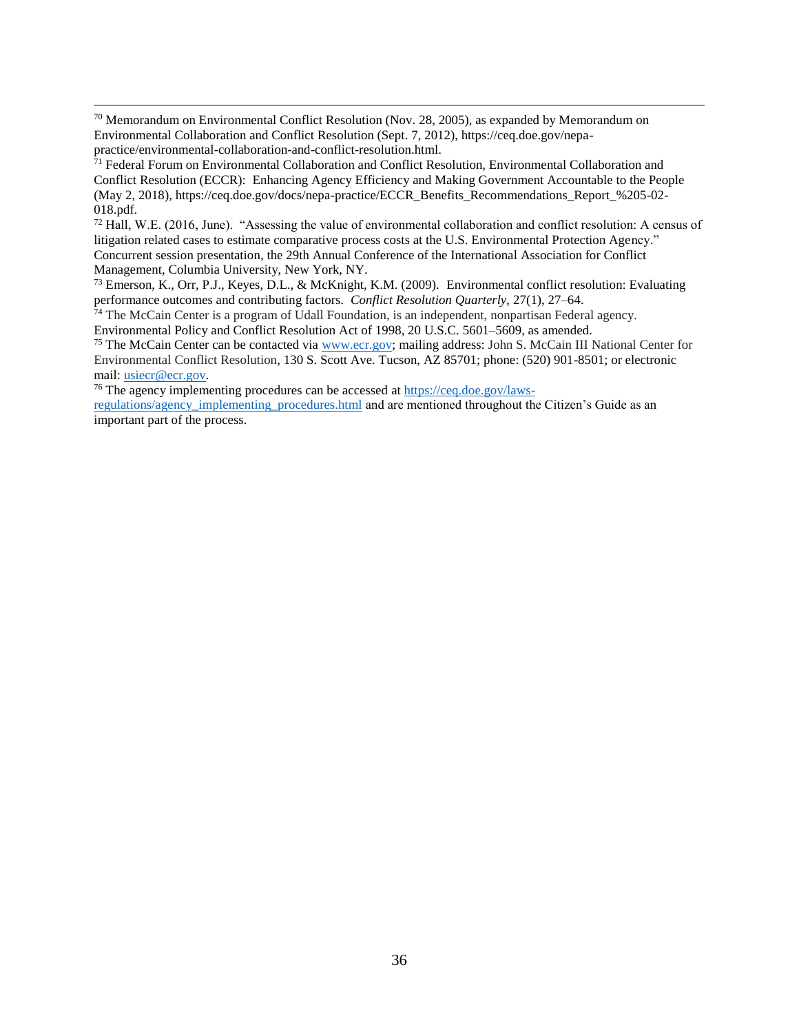[70] Memorandum on Environmental Conflict Resolution (Nov. 28, 2005), as expanded by Memorandum on Environmental Collaboration and Conflict Resolution (Sept. 7, 2012), https://ceq.doe.gov/nepa-practice/environmental-collaboration-and-conflict-resolution.html.

[71] Federal Forum on Environmental Collaboration and Conflict Resolution, Environmental Collaboration and Conflict Resolution (ECCR): Enhancing Agency Efficiency and Making Government Accountable to the People (May 2, 2018), https://ceq.doe.gov/docs/nepa-practice/ECCR_Benefits_Recommendations_Report_%205-02-018.pdf.

[72] Hall, W.E. (2016, June). "Assessing the value of environmental collaboration and conflict resolution: A census of litigation related cases to estimate comparative process costs at the U.S. Environmental Protection Agency." Concurrent session presentation, the 29th Annual Conference of the International Association for Conflict Management, Columbia University, New York, NY.

[73] Emerson, K., Orr, P.J., Keyes, D.L., & McKnight, K.M. (2009). Environmental conflict resolution: Evaluating performance outcomes and contributing factors. *Conflict Resolution Quarterly,* 27(1), 27–64.

[74] The McCain Center is a program of Udall Foundation, is an independent, nonpartisan Federal agency. Environmental Policy and Conflict Resolution Act of 1998, 20 U.S.C. 5601–5609, as amended.

[75] The McCain Center can be contacted via www.ecr.gov; mailing address: John S. McCain III National Center for Environmental Conflict Resolution, 130 S. Scott Ave. Tucson, AZ 85701; phone: (520) 901-8501; or electronic mail: usiecr@ecr.gov.

[76] The agency implementing procedures can be accessed at https://ceq.doe.gov/laws-regulations/agency_implementing_procedures.html and are mentioned throughout the Citizen's Guide as an important part of the process.